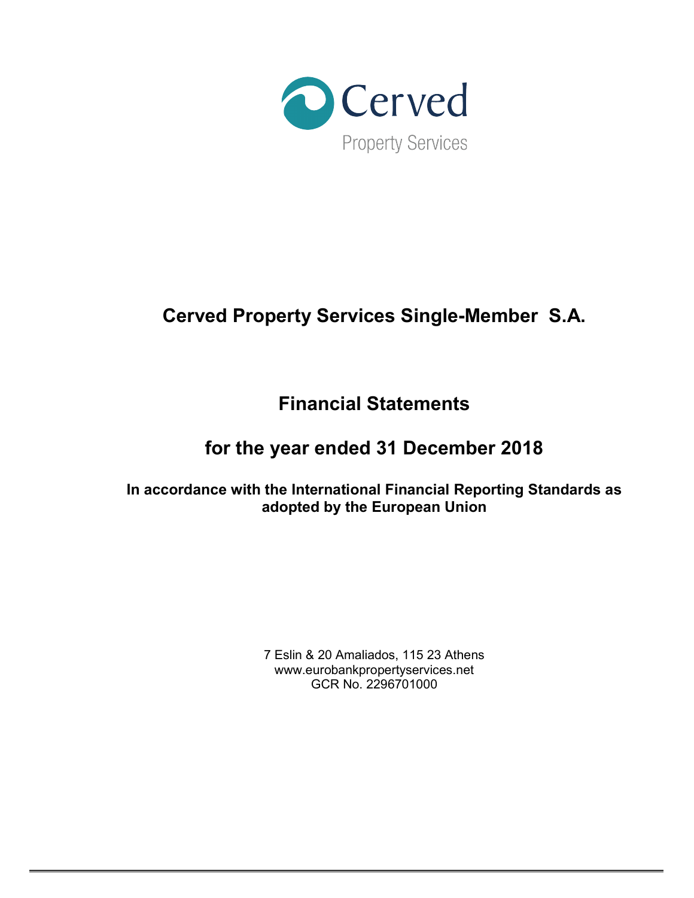Cerved

Property Services

# Cerved Property Services Single-Member S.A.

# Financial Statements

# for the year ended 31 December 2018

**In accordance with the International Financial Reporting Standards as adopted by the European Union**

7 Eslin & 20 Amaliados, 115 23 Athens
www.eurobankpropertyservices.net
GCR No. 2296701000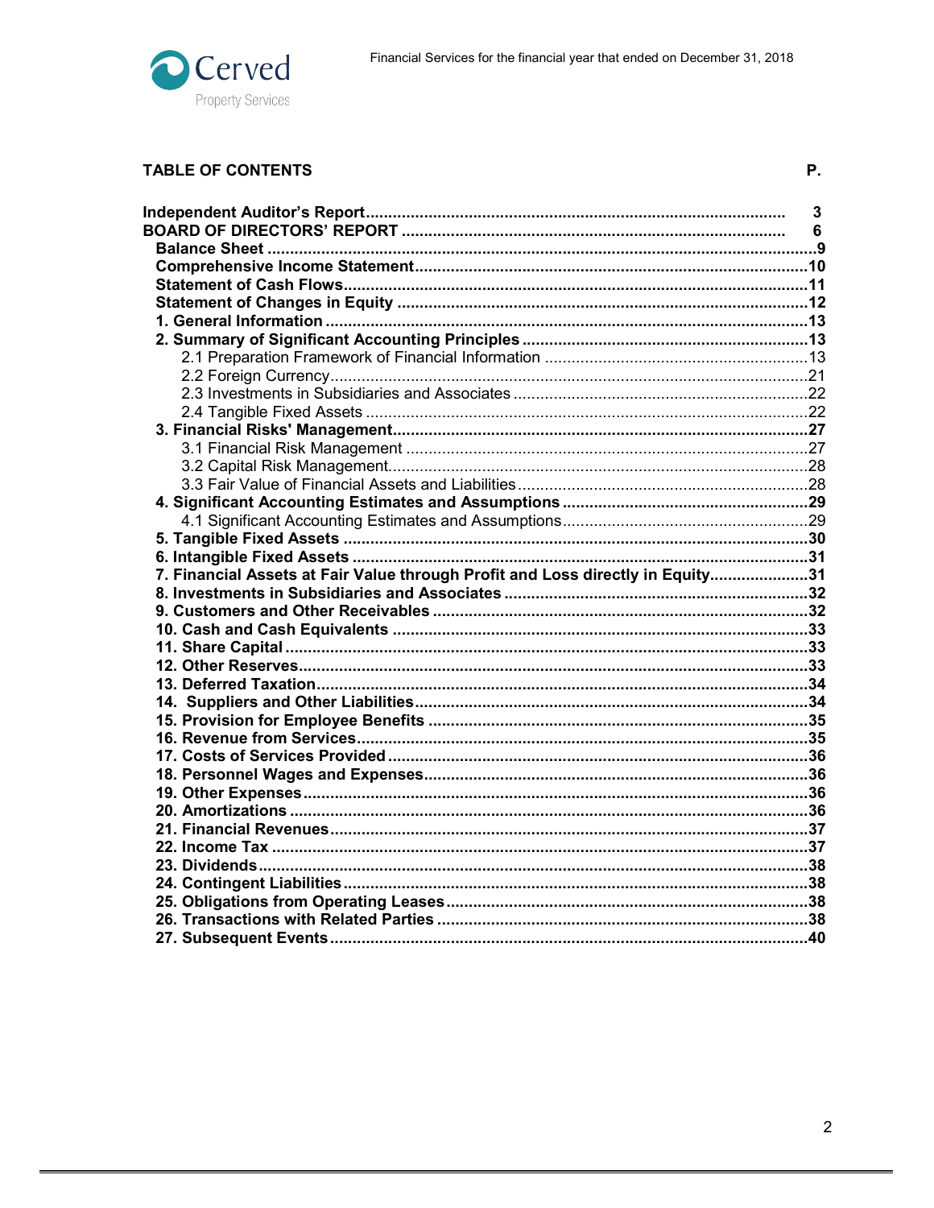## TABLE OF CONTENTS

| | P. |
|---|---|
| **Independent Auditor's Report** | **3** |
| **BOARD OF DIRECTORS' REPORT** | **6** |
| **Balance Sheet** | **9** |
| **Comprehensive Income Statement** | **10** |
| **Statement of Cash Flows** | **11** |
| **Statement of Changes in Equity** | **12** |
| **1. General Information** | **13** |
| **2. Summary of Significant Accounting Principles** | **13** |
| 2.1 Preparation Framework of Financial Information | 13 |
| 2.2 Foreign Currency | 21 |
| 2.3 Investments in Subsidiaries and Associates | 22 |
| 2.4 Tangible Fixed Assets | 22 |
| **3. Financial Risks' Management** | **27** |
| 3.1 Financial Risk Management | 27 |
| 3.2 Capital Risk Management | 28 |
| 3.3 Fair Value of Financial Assets and Liabilities | 28 |
| **4. Significant Accounting Estimates and Assumptions** | **29** |
| 4.1 Significant Accounting Estimates and Assumptions | 29 |
| **5. Tangible Fixed Assets** | **30** |
| **6. Intangible Fixed Assets** | **31** |
| **7. Financial Assets at Fair Value through Profit and Loss directly in Equity** | **31** |
| **8. Investments in Subsidiaries and Associates** | **32** |
| **9. Customers and Other Receivables** | **32** |
| **10. Cash and Cash Equivalents** | **33** |
| **11. Share Capital** | **33** |
| **12. Other Reserves** | **33** |
| **13. Deferred Taxation** | **34** |
| **14. Suppliers and Other Liabilities** | **34** |
| **15. Provision for Employee Benefits** | **35** |
| **16. Revenue from Services** | **35** |
| **17. Costs of Services Provided** | **36** |
| **18. Personnel Wages and Expenses** | **36** |
| **19. Other Expenses** | **36** |
| **20. Amortizations** | **36** |
| **21. Financial Revenues** | **37** |
| **22. Income Tax** | **37** |
| **23. Dividends** | **38** |
| **24. Contingent Liabilities** | **38** |
| **25. Obligations from Operating Leases** | **38** |
| **26. Transactions with Related Parties** | **38** |
| **27. Subsequent Events** | **40** |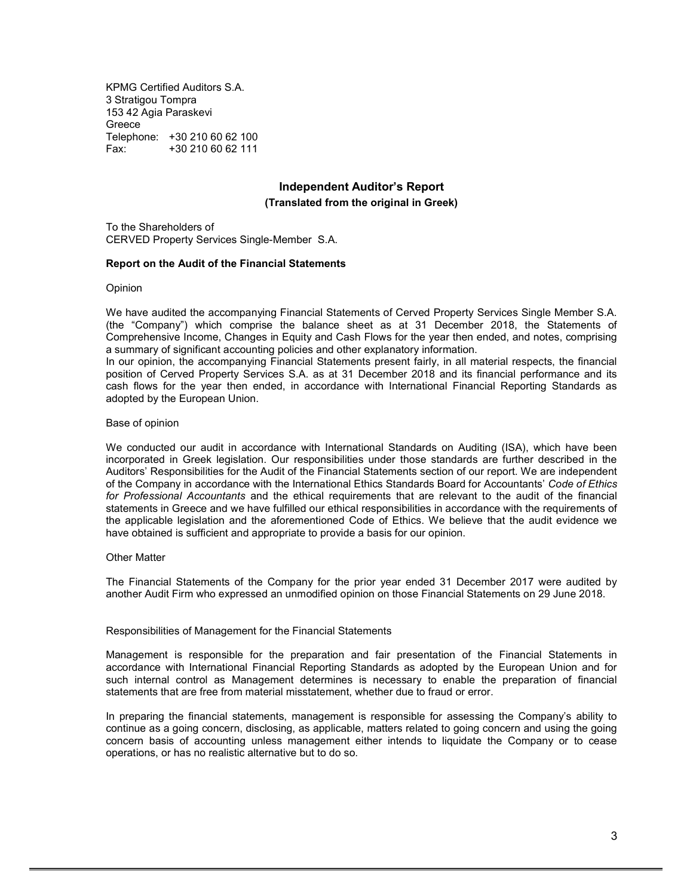KPMG Certified Auditors S.A.
3 Stratigou Tompra
153 42 Agia Paraskevi
Greece
Telephone: +30 210 60 62 100
Fax: +30 210 60 62 111

## Independent Auditor's Report

**(Translated from the original in Greek)**

To the Shareholders of
CERVED Property Services Single-Member S.A.

### Report on the Audit of the Financial Statements

Opinion

We have audited the accompanying Financial Statements of Cerved Property Services Single Member S.A. (the "Company") which comprise the balance sheet as at 31 December 2018, the Statements of Comprehensive Income, Changes in Equity and Cash Flows for the year then ended, and notes, comprising a summary of significant accounting policies and other explanatory information.
In our opinion, the accompanying Financial Statements present fairly, in all material respects, the financial position of Cerved Property Services S.A. as at 31 December 2018 and its financial performance and its cash flows for the year then ended, in accordance with International Financial Reporting Standards as adopted by the European Union.

Base of opinion

We conducted our audit in accordance with International Standards on Auditing (ISA), which have been incorporated in Greek legislation. Our responsibilities under those standards are further described in the Auditors' Responsibilities for the Audit of the Financial Statements section of our report. We are independent of the Company in accordance with the International Ethics Standards Board for Accountants' *Code of Ethics for Professional Accountants* and the ethical requirements that are relevant to the audit of the financial statements in Greece and we have fulfilled our ethical responsibilities in accordance with the requirements of the applicable legislation and the aforementioned Code of Ethics. We believe that the audit evidence we have obtained is sufficient and appropriate to provide a basis for our opinion.

Other Matter

The Financial Statements of the Company for the prior year ended 31 December 2017 were audited by another Audit Firm who expressed an unmodified opinion on those Financial Statements on 29 June 2018.

Responsibilities of Management for the Financial Statements

Management is responsible for the preparation and fair presentation of the Financial Statements in accordance with International Financial Reporting Standards as adopted by the European Union and for such internal control as Management determines is necessary to enable the preparation of financial statements that are free from material misstatement, whether due to fraud or error.

In preparing the financial statements, management is responsible for assessing the Company's ability to continue as a going concern, disclosing, as applicable, matters related to going concern and using the going concern basis of accounting unless management either intends to liquidate the Company or to cease operations, or has no realistic alternative but to do so.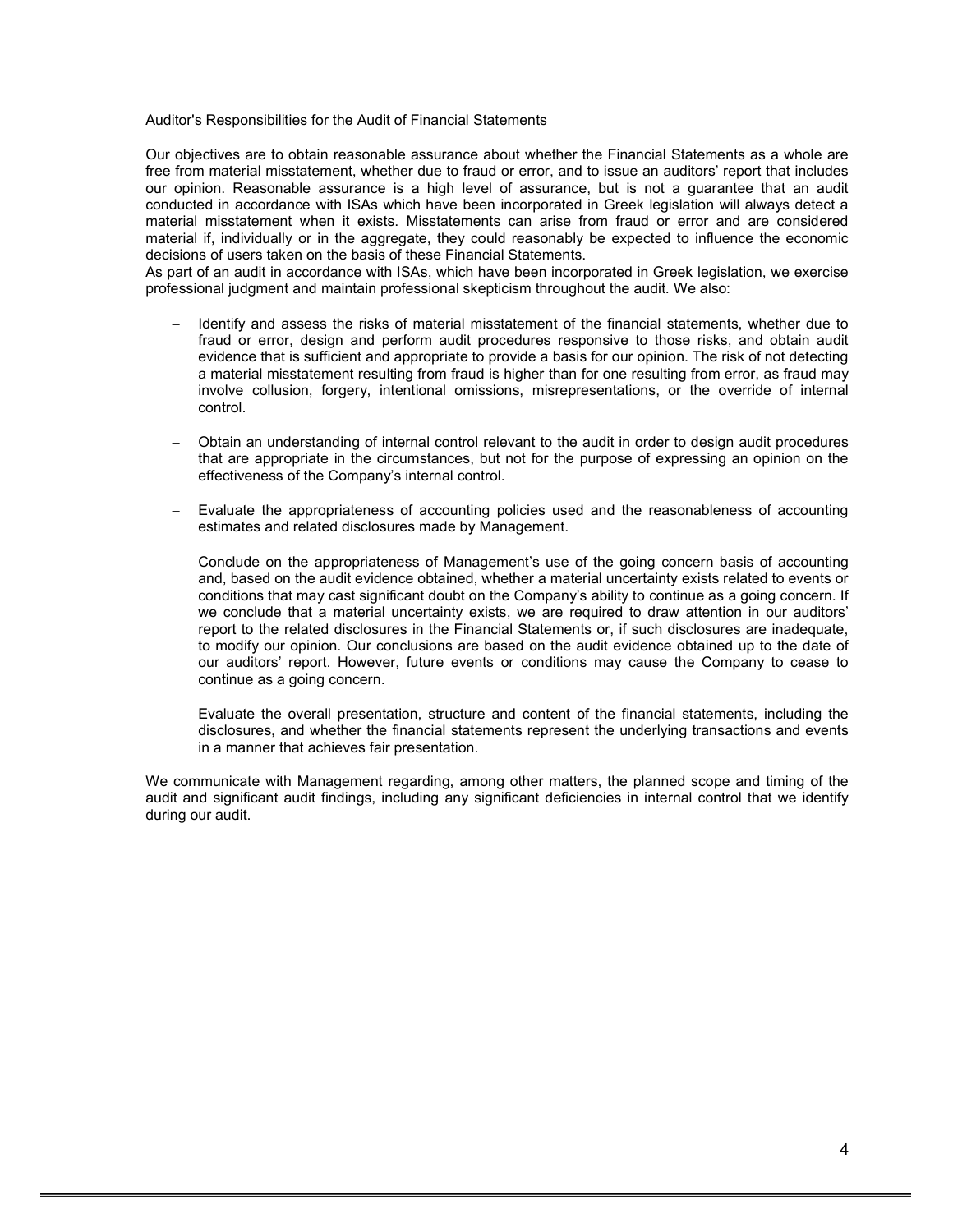Auditor's Responsibilities for the Audit of Financial Statements

Our objectives are to obtain reasonable assurance about whether the Financial Statements as a whole are free from material misstatement, whether due to fraud or error, and to issue an auditors' report that includes our opinion. Reasonable assurance is a high level of assurance, but is not a guarantee that an audit conducted in accordance with ISAs which have been incorporated in Greek legislation will always detect a material misstatement when it exists. Misstatements can arise from fraud or error and are considered material if, individually or in the aggregate, they could reasonably be expected to influence the economic decisions of users taken on the basis of these Financial Statements.
As part of an audit in accordance with ISAs, which have been incorporated in Greek legislation, we exercise professional judgment and maintain professional skepticism throughout the audit. We also:

- Identify and assess the risks of material misstatement of the financial statements, whether due to fraud or error, design and perform audit procedures responsive to those risks, and obtain audit evidence that is sufficient and appropriate to provide a basis for our opinion. The risk of not detecting a material misstatement resulting from fraud is higher than for one resulting from error, as fraud may involve collusion, forgery, intentional omissions, misrepresentations, or the override of internal control.

- Obtain an understanding of internal control relevant to the audit in order to design audit procedures that are appropriate in the circumstances, but not for the purpose of expressing an opinion on the effectiveness of the Company's internal control.

- Evaluate the appropriateness of accounting policies used and the reasonableness of accounting estimates and related disclosures made by Management.

- Conclude on the appropriateness of Management's use of the going concern basis of accounting and, based on the audit evidence obtained, whether a material uncertainty exists related to events or conditions that may cast significant doubt on the Company's ability to continue as a going concern. If we conclude that a material uncertainty exists, we are required to draw attention in our auditors' report to the related disclosures in the Financial Statements or, if such disclosures are inadequate, to modify our opinion. Our conclusions are based on the audit evidence obtained up to the date of our auditors' report. However, future events or conditions may cause the Company to cease to continue as a going concern.

- Evaluate the overall presentation, structure and content of the financial statements, including the disclosures, and whether the financial statements represent the underlying transactions and events in a manner that achieves fair presentation.

We communicate with Management regarding, among other matters, the planned scope and timing of the audit and significant audit findings, including any significant deficiencies in internal control that we identify during our audit.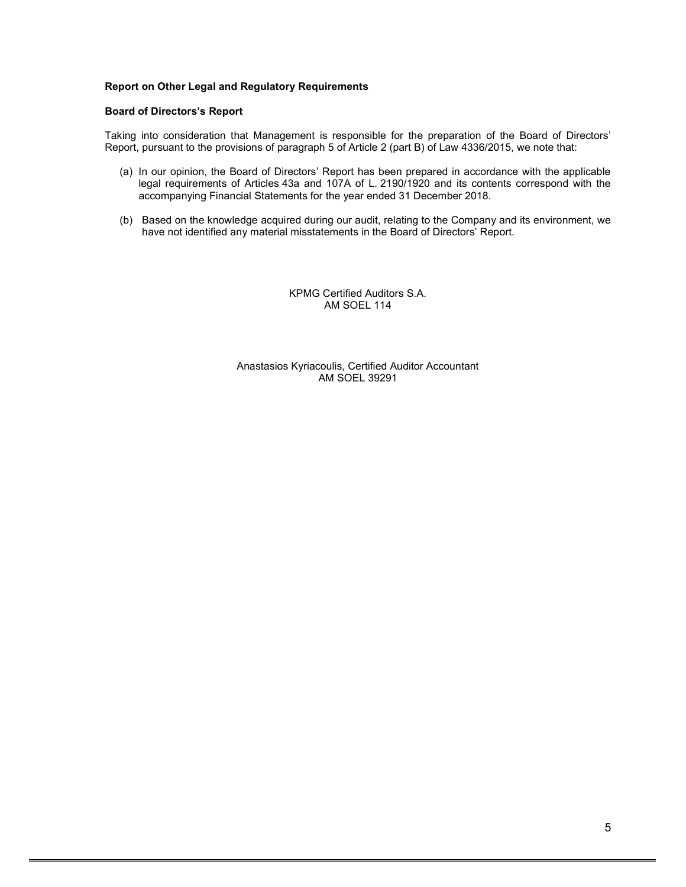**Report on Other Legal and Regulatory Requirements**

**Board of Directors's Report**

Taking into consideration that Management is responsible for the preparation of the Board of Directors' Report, pursuant to the provisions of paragraph 5 of Article 2 (part B) of Law 4336/2015, we note that:

(a) In our opinion, the Board of Directors' Report has been prepared in accordance with the applicable legal requirements of Articles 43a and 107A of L. 2190/1920 and its contents correspond with the accompanying Financial Statements for the year ended 31 December 2018.

(b) Based on the knowledge acquired during our audit, relating to the Company and its environment, we have not identified any material misstatements in the Board of Directors' Report.

KPMG Certified Auditors S.A.
AM SOEL 114

Anastasios Kyriacoulis, Certified Auditor Accountant
AM SOEL 39291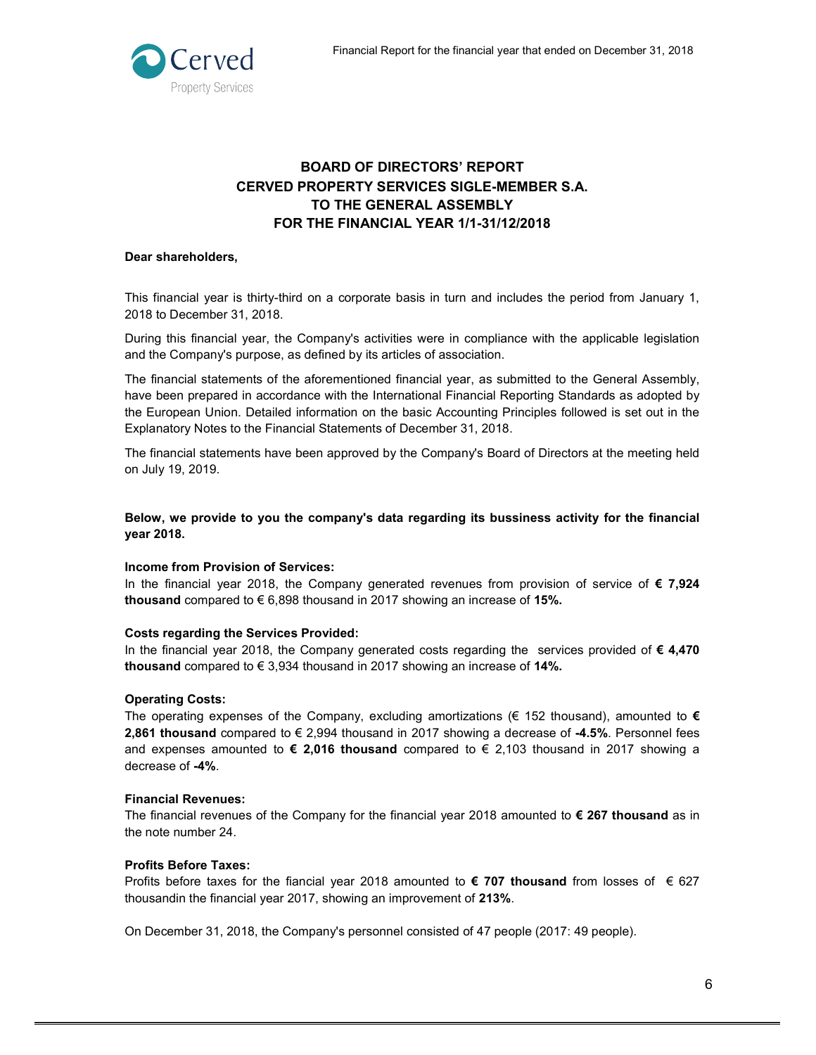# BOARD OF DIRECTORS' REPORT
# CERVED PROPERTY SERVICES SIGLE-MEMBER S.A.
# TO THE GENERAL ASSEMBLY
# FOR THE FINANCIAL YEAR 1/1-31/12/2018

**Dear shareholders,**

This financial year is thirty-third on a corporate basis in turn and includes the period from January 1, 2018 to December 31, 2018.

During this financial year, the Company's activities were in compliance with the applicable legislation and the Company's purpose, as defined by its articles of association.

The financial statements of the aforementioned financial year, as submitted to the General Assembly, have been prepared in accordance with the International Financial Reporting Standards as adopted by the European Union. Detailed information on the basic Accounting Principles followed is set out in the Explanatory Notes to the Financial Statements of December 31, 2018.

The financial statements have been approved by the Company's Board of Directors at the meeting held on July 19, 2019.

**Below, we provide to you the company's data regarding its bussiness activity for the financial year 2018.**

**Income from Provision of Services:**
In the financial year 2018, the Company generated revenues from provision of service of **€ 7,924 thousand** compared to € 6,898 thousand in 2017 showing an increase of **15%.**

**Costs regarding the Services Provided:**
In the financial year 2018, the Company generated costs regarding the services provided of **€ 4,470 thousand** compared to € 3,934 thousand in 2017 showing an increase of **14%.**

**Operating Costs:**
The operating expenses of the Company, excluding amortizations (€ 152 thousand), amounted to **€ 2,861 thousand** compared to € 2,994 thousand in 2017 showing a decrease of **-4.5%**. Personnel fees and expenses amounted to **€ 2,016 thousand** compared to € 2,103 thousand in 2017 showing a decrease of **-4%**.

**Financial Revenues:**
The financial revenues of the Company for the financial year 2018 amounted to **€ 267 thousand** as in the note number 24.

**Profits Before Taxes:**
Profits before taxes for the fiancial year 2018 amounted to **€ 707 thousand** from losses of € 627 thousandin the financial year 2017, showing an improvement of **213%**.

On December 31, 2018, the Company's personnel consisted of 47 people (2017: 49 people).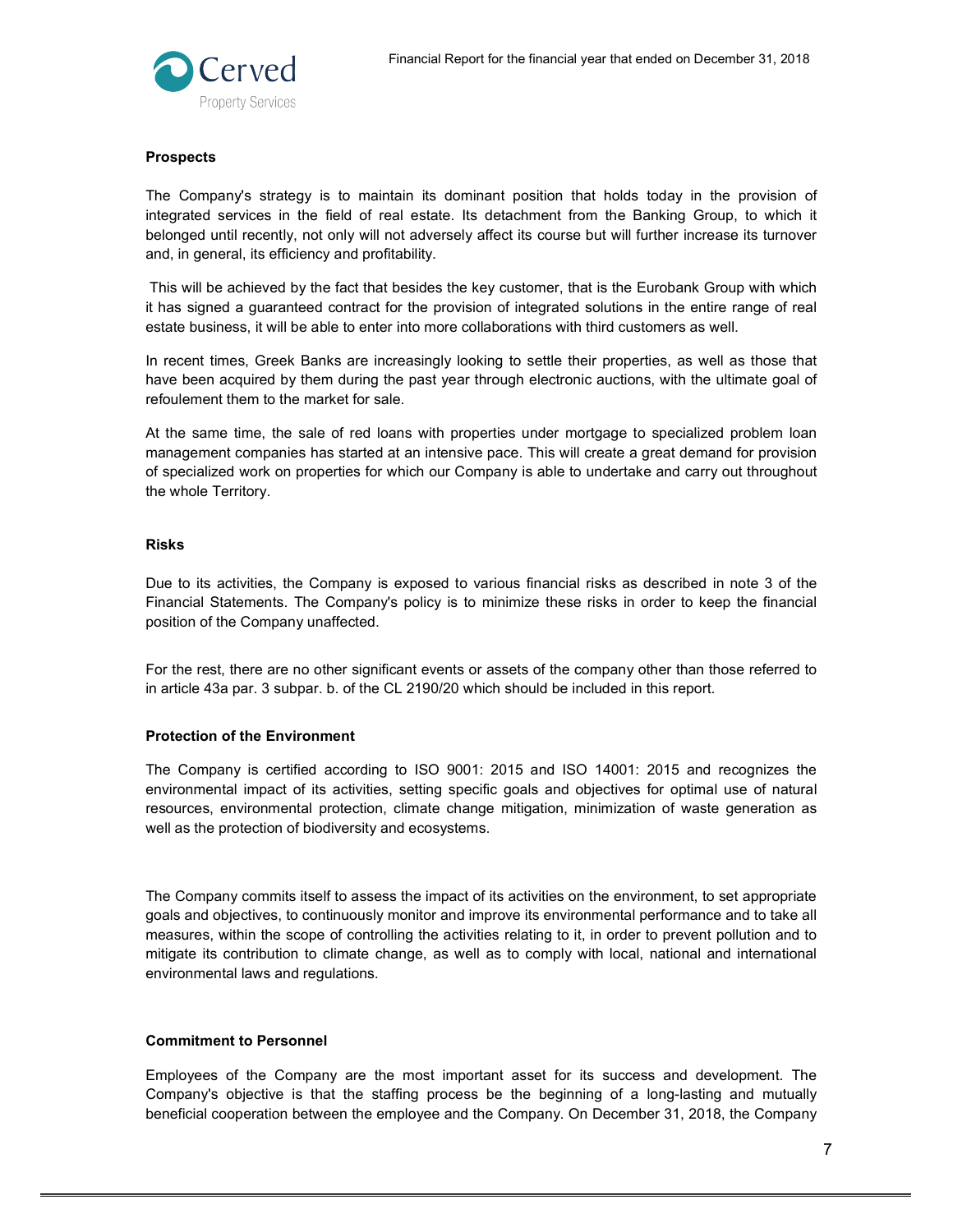**Prospects**

The Company's strategy is to maintain its dominant position that holds today in the provision of integrated services in the field of real estate. Its detachment from the Banking Group, to which it belonged until recently, not only will not adversely affect its course but will further increase its turnover and, in general, its efficiency and profitability.

This will be achieved by the fact that besides the key customer, that is the Eurobank Group with which it has signed a guaranteed contract for the provision of integrated solutions in the entire range of real estate business, it will be able to enter into more collaborations with third customers as well.

In recent times, Greek Banks are increasingly looking to settle their properties, as well as those that have been acquired by them during the past year through electronic auctions, with the ultimate goal of refoulement them to the market for sale.

At the same time, the sale of red loans with properties under mortgage to specialized problem loan management companies has started at an intensive pace. This will create a great demand for provision of specialized work on properties for which our Company is able to undertake and carry out throughout the whole Territory.

**Risks**

Due to its activities, the Company is exposed to various financial risks as described in note 3 of the Financial Statements. The Company's policy is to minimize these risks in order to keep the financial position of the Company unaffected.

For the rest, there are no other significant events or assets of the company other than those referred to in article 43a par. 3 subpar. b. of the CL 2190/20 which should be included in this report.

**Protection of the Environment**

The Company is certified according to ISO 9001: 2015 and ISO 14001: 2015 and recognizes the environmental impact of its activities, setting specific goals and objectives for optimal use of natural resources, environmental protection, climate change mitigation, minimization of waste generation as well as the protection of biodiversity and ecosystems.

The Company commits itself to assess the impact of its activities on the environment, to set appropriate goals and objectives, to continuously monitor and improve its environmental performance and to take all measures, within the scope of controlling the activities relating to it, in order to prevent pollution and to mitigate its contribution to climate change, as well as to comply with local, national and international environmental laws and regulations.

**Commitment to Personnel**

Employees of the Company are the most important asset for its success and development. The Company's objective is that the staffing process be the beginning of a long-lasting and mutually beneficial cooperation between the employee and the Company. On December 31, 2018, the Company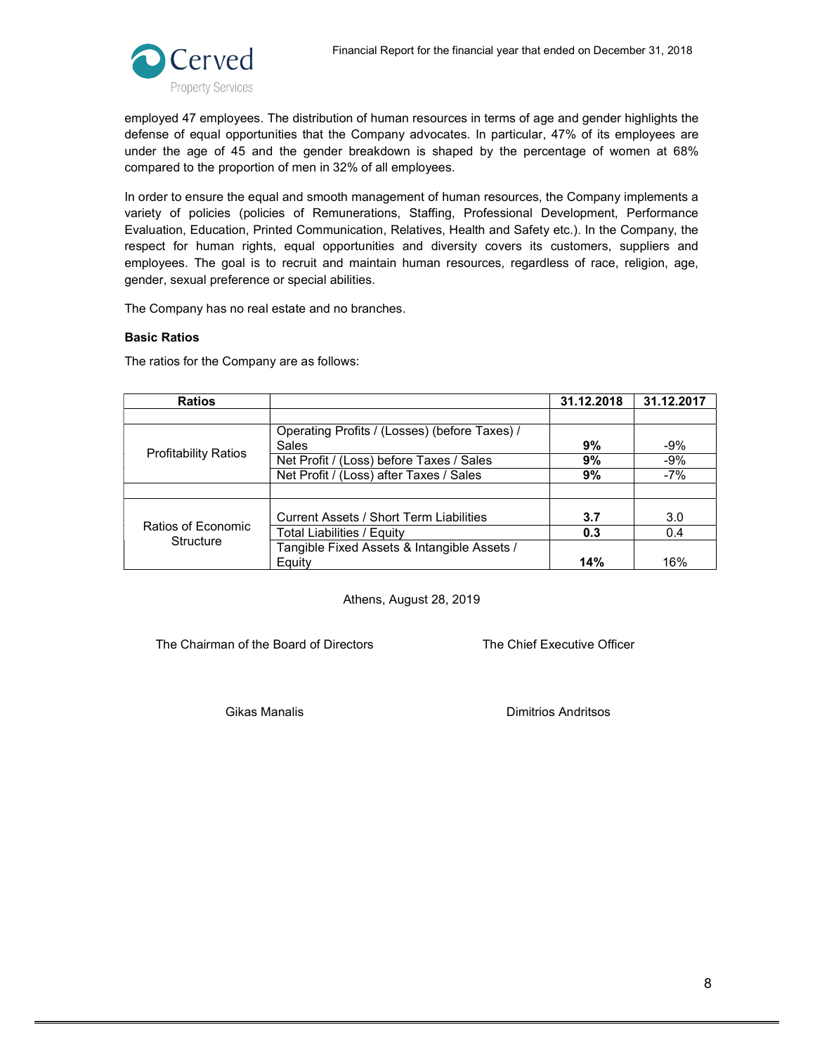employed 47 employees. The distribution of human resources in terms of age and gender highlights the defense of equal opportunities that the Company advocates. In particular, 47% of its employees are under the age of 45 and the gender breakdown is shaped by the percentage of women at 68% compared to the proportion of men in 32% of all employees.

In order to ensure the equal and smooth management of human resources, the Company implements a variety of policies (policies of Remunerations, Staffing, Professional Development, Performance Evaluation, Education, Printed Communication, Relatives, Health and Safety etc.). In the Company, the respect for human rights, equal opportunities and diversity covers its customers, suppliers and employees. The goal is to recruit and maintain human resources, regardless of race, religion, age, gender, sexual preference or special abilities.

The Company has no real estate and no branches.

**Basic Ratios**

The ratios for the Company are as follows:

| Ratios | | 31.12.2018 | 31.12.2017 |
|---|---|---|---|
| | | | |
| Profitability Ratios | Operating Profits / (Losses) (before Taxes) / Sales | **9%** | -9% |
| | Net Profit / (Loss) before Taxes / Sales | **9%** | -9% |
| | Net Profit / (Loss) after Taxes / Sales | **9%** | -7% |
| | | | |
| Ratios of Economic Structure | Current Assets / Short Term Liabilities | **3.7** | 3.0 |
| | Total Liabilities / Equity | **0.3** | 0.4 |
| | Tangible Fixed Assets & Intangible Assets / Equity | **14%** | 16% |

Athens, August 28, 2019

The Chairman of the Board of Directors

Gikas Manalis

The Chief Executive Officer

Dimitrios Andritsos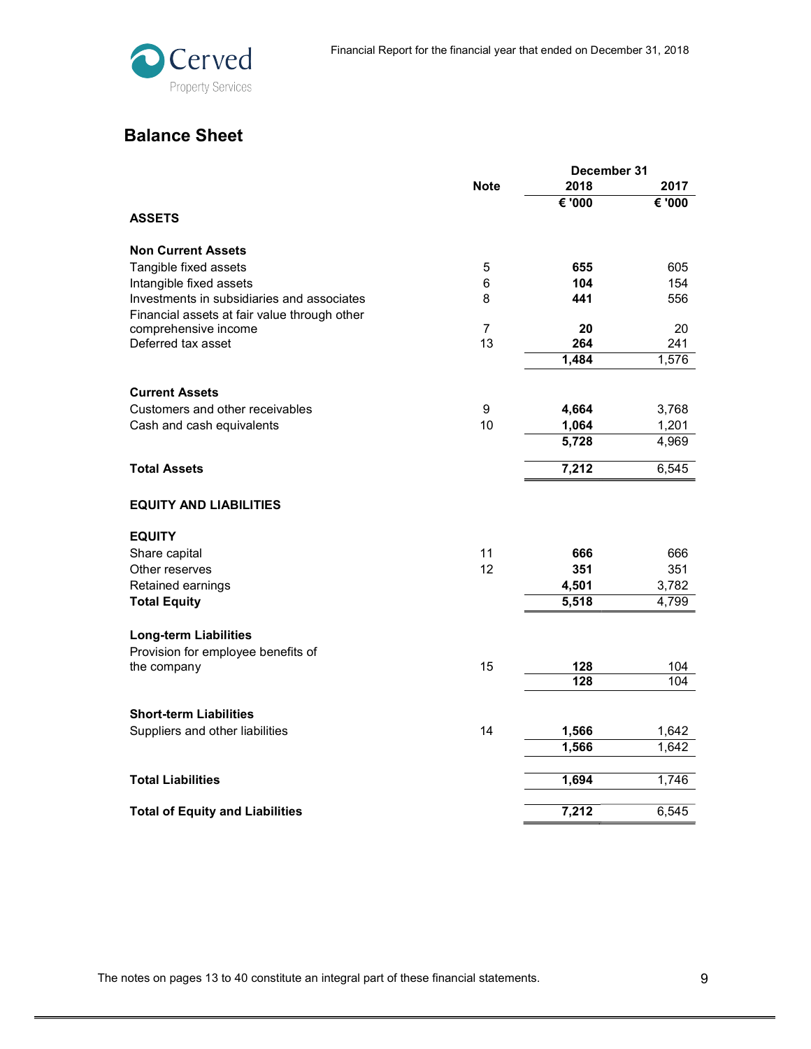## Balance Sheet

| | Note | December 31 2018 | 2017 |
|---|---|---|---|
| | | € '000 | € '000 |
| **ASSETS** | | | |
| **Non Current Assets** | | | |
| Tangible fixed assets | 5 | **655** | 605 |
| Intangible fixed assets | 6 | **104** | 154 |
| Investments in subsidiaries and associates | 8 | **441** | 556 |
| Financial assets at fair value through other comprehensive income | 7 | **20** | 20 |
| Deferred tax asset | 13 | **264** | 241 |
| | | **1,484** | 1,576 |
| **Current Assets** | | | |
| Customers and other receivables | 9 | **4,664** | 3,768 |
| Cash and cash equivalents | 10 | **1,064** | 1,201 |
| | | **5,728** | 4,969 |
| **Total Assets** | | **7,212** | 6,545 |
| **EQUITY AND LIABILITIES** | | | |
| **EQUITY** | | | |
| Share capital | 11 | **666** | 666 |
| Other reserves | 12 | **351** | 351 |
| Retained earnings | | **4,501** | 3,782 |
| **Total Equity** | | **5,518** | 4,799 |
| **Long-term Liabilities** | | | |
| Provision for employee benefits of the company | 15 | **128** | 104 |
| | | **128** | 104 |
| **Short-term Liabilities** | | | |
| Suppliers and other liabilities | 14 | **1,566** | 1,642 |
| | | **1,566** | 1,642 |
| **Total Liabilities** | | **1,694** | 1,746 |
| **Total of Equity and Liabilities** | | **7,212** | 6,545 |

The notes on pages 13 to 40 constitute an integral part of these financial statements.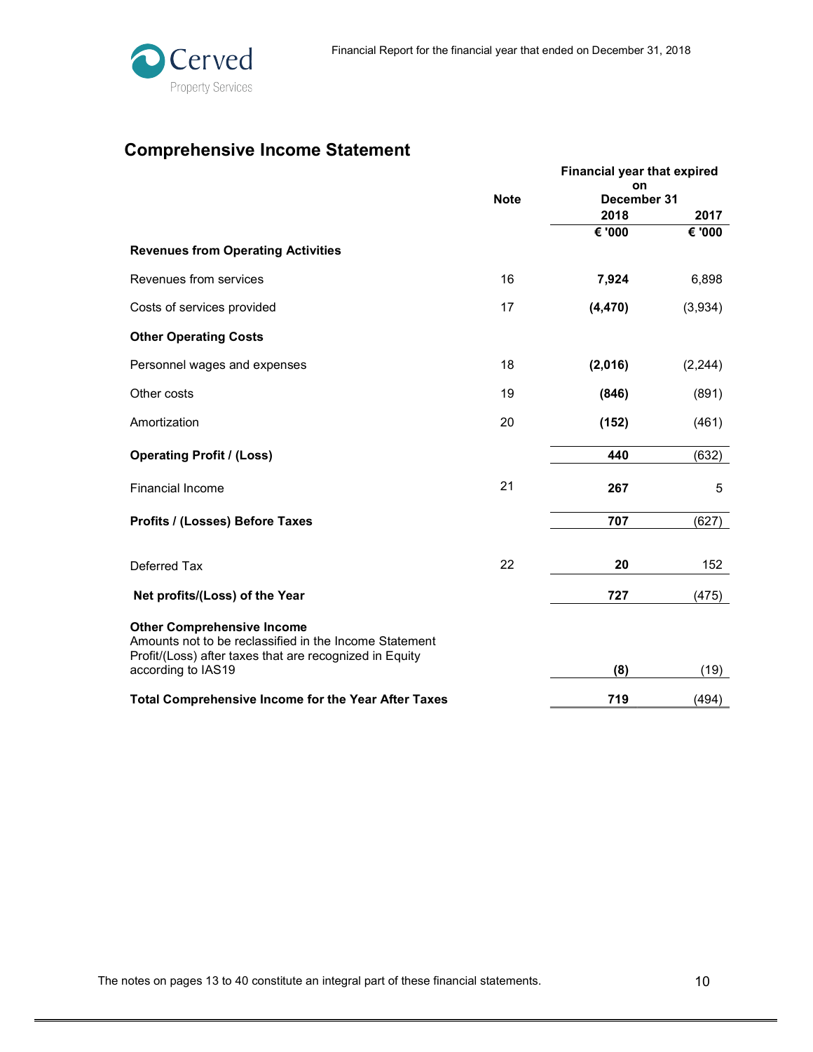## Comprehensive Income Statement

| | Note | Financial year that expired on December 31 2018 | 2017 |
|---|---|---|---|
| | | € '000 | € '000 |
| **Revenues from Operating Activities** | | | |
| Revenues from services | 16 | **7,924** | 6,898 |
| Costs of services provided | 17 | **(4,470)** | (3,934) |
| **Other Operating Costs** | | | |
| Personnel wages and expenses | 18 | **(2,016)** | (2,244) |
| Other costs | 19 | **(846)** | (891) |
| Amortization | 20 | **(152)** | (461) |
| **Operating Profit / (Loss)** | | **440** | (632) |
| Financial Income | 21 | **267** | 5 |
| **Profits / (Losses) Before Taxes** | | **707** | (627) |
| Deferred Tax | 22 | **20** | 152 |
| **Net profits/(Loss) of the Year** | | **727** | (475) |
| **Other Comprehensive Income** Amounts not to be reclassified in the Income Statement Profit/(Loss) after taxes that are recognized in Equity according to IAS19 | | **(8)** | (19) |
| **Total Comprehensive Income for the Year After Taxes** | | **719** | (494) |

The notes on pages 13 to 40 constitute an integral part of these financial statements.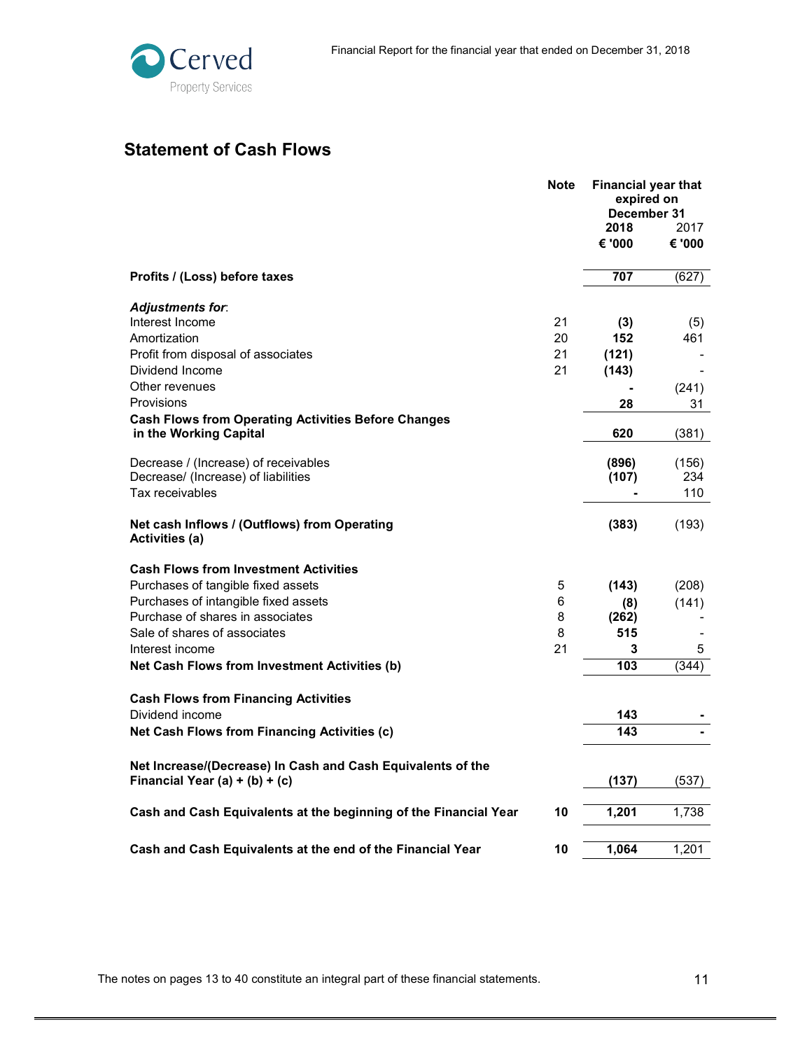## Statement of Cash Flows

| | Note | Financial year that expired on December 31 | |
|---|---|---|---|
| | | **2018** | 2017 |
| | | **€ '000** | **€ '000** |
| **Profits / (Loss) before taxes** | | **707** | (627) |
| ***Adjustments for*:** | | | |
| Interest Income | 21 | **(3)** | (5) |
| Amortization | 20 | **152** | 461 |
| Profit from disposal of associates | 21 | **(121)** | - |
| Dividend Income | 21 | **(143)** | - |
| Other revenues | | **-** | (241) |
| Provisions | | **28** | 31 |
| **Cash Flows from Operating Activities Before Changes in the Working Capital** | | **620** | (381) |
| Decrease / (Increase) of receivables | | **(896)** | (156) |
| Decrease/ (Increase) of liabilities | | **(107)** | 234 |
| Tax receivables | | **-** | 110 |
| **Net cash Inflows / (Outflows) from Operating Activities (a)** | | **(383)** | (193) |
| **Cash Flows from Investment Activities** | | | |
| Purchases of tangible fixed assets | 5 | **(143)** | (208) |
| Purchases of intangible fixed assets | 6 | **(8)** | (141) |
| Purchase of shares in associates | 8 | **(262)** | - |
| Sale of shares of associates | 8 | **515** | - |
| Interest income | 21 | **3** | 5 |
| **Net Cash Flows from Investment Activities (b)** | | **103** | (344) |
| **Cash Flows from Financing Activities** | | | |
| Dividend income | | **143** | **-** |
| **Net Cash Flows from Financing Activities (c)** | | **143** | **-** |
| **Net Increase/(Decrease) In Cash and Cash Equivalents of the Financial Year (a) + (b) + (c)** | | **(137)** | (537) |
| **Cash and Cash Equivalents at the beginning of the Financial Year** | **10** | **1,201** | 1,738 |
| **Cash and Cash Equivalents at the end of the Financial Year** | **10** | **1,064** | 1,201 |

The notes on pages 13 to 40 constitute an integral part of these financial statements.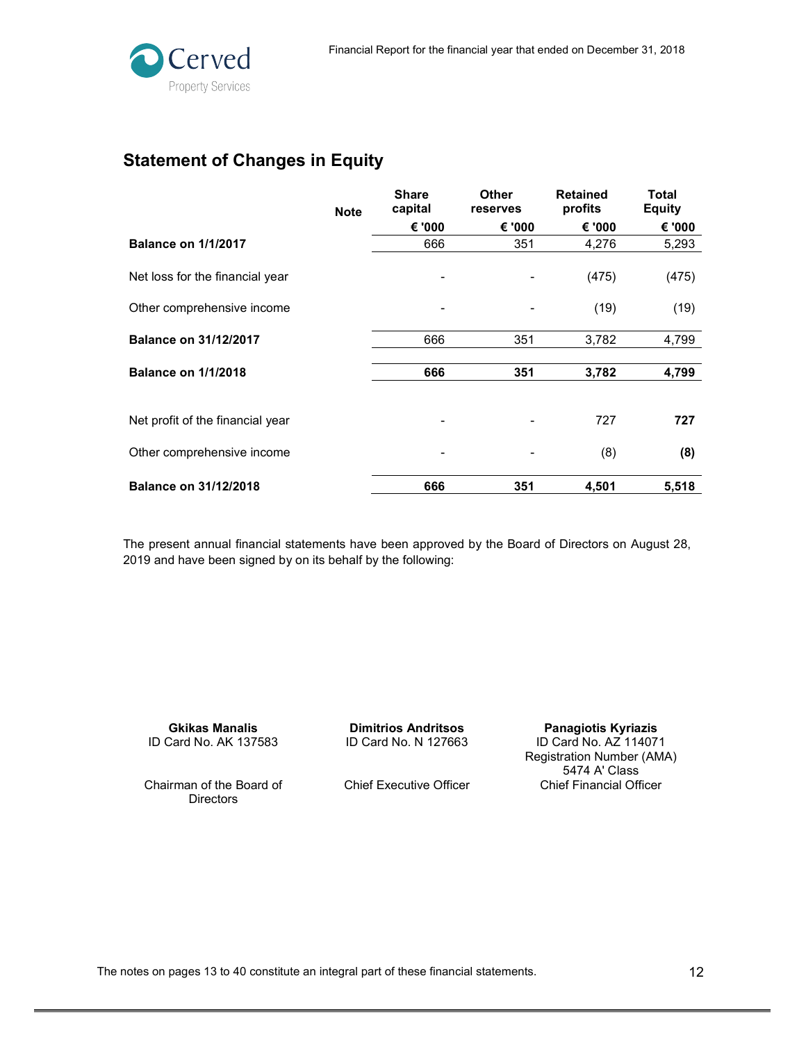## Statement of Changes in Equity

| | Note | Share capital | Other reserves | Retained profits | Total Equity |
|---|---|---|---|---|---|
| | | € '000 | € '000 | € '000 | € '000 |
| **Balance on 1/1/2017** | | 666 | 351 | 4,276 | 5,293 |
| Net loss for the financial year | | - | - | (475) | (475) |
| Other comprehensive income | | - | - | (19) | (19) |
| **Balance on 31/12/2017** | | 666 | 351 | 3,782 | 4,799 |
| **Balance on 1/1/2018** | | **666** | **351** | **3,782** | **4,799** |
| Net profit of the financial year | | - | - | 727 | **727** |
| Other comprehensive income | | - | - | (8) | **(8)** |
| **Balance on 31/12/2018** | | **666** | **351** | **4,501** | **5,518** |

The present annual financial statements have been approved by the Board of Directors on August 28, 2019 and have been signed by on its behalf by the following:

| **Gkikas Manalis** | **Dimitrios Andritsos** | **Panagiotis Kyriazis** |
|---|---|---|
| ID Card No. AK 137583 | ID Card No. N 127663 | ID Card No. AZ 114071 Registration Number (AMA) 5474 A' Class |
| Chairman of the Board of Directors | Chief Executive Officer | Chief Financial Officer |

The notes on pages 13 to 40 constitute an integral part of these financial statements.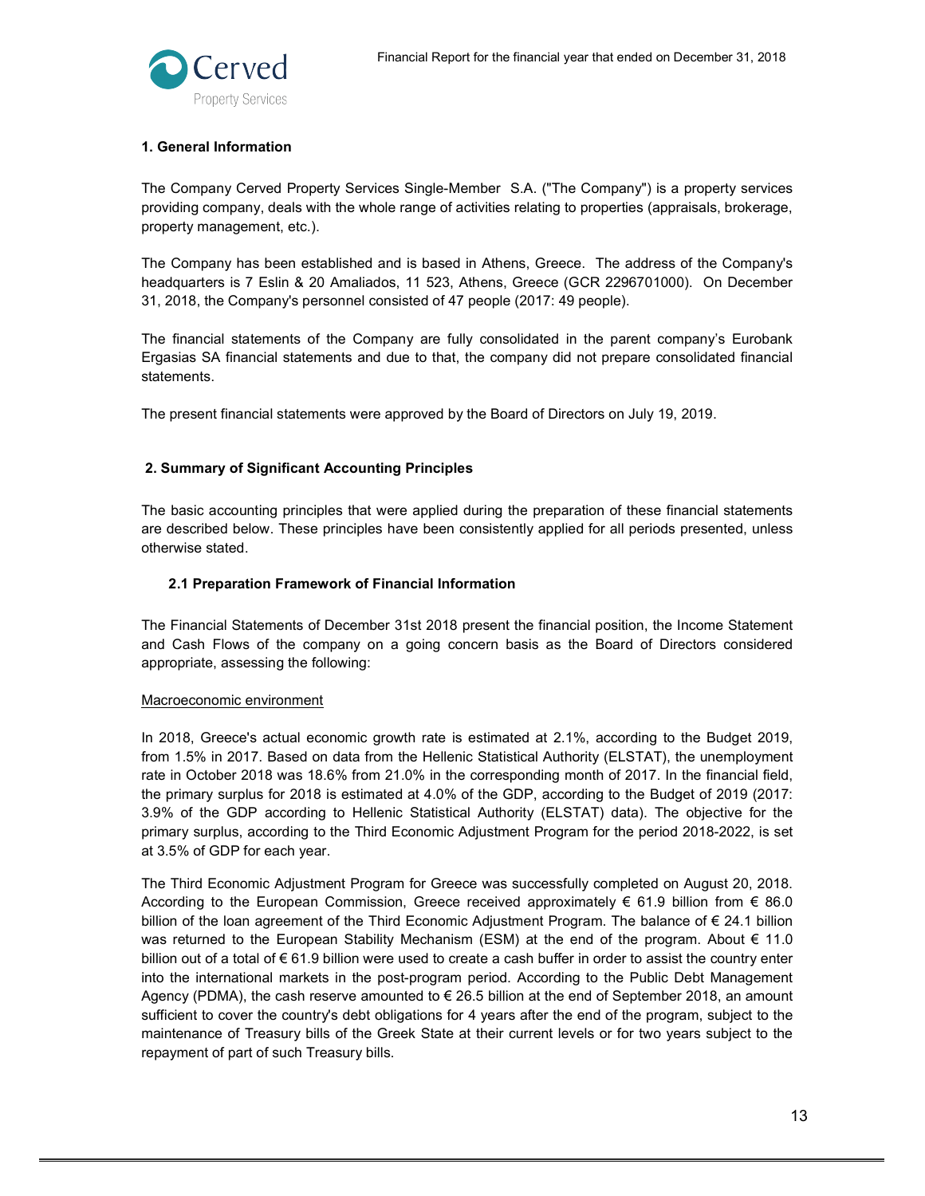## 1. General Information

The Company Cerved Property Services Single-Member S.A. ("The Company") is a property services providing company, deals with the whole range of activities relating to properties (appraisals, brokerage, property management, etc.).

The Company has been established and is based in Athens, Greece. The address of the Company's headquarters is 7 Eslin & 20 Amaliados, 11 523, Athens, Greece (GCR 2296701000). On December 31, 2018, the Company's personnel consisted of 47 people (2017: 49 people).

The financial statements of the Company are fully consolidated in the parent company's Eurobank Ergasias SA financial statements and due to that, the company did not prepare consolidated financial statements.

The present financial statements were approved by the Board of Directors on July 19, 2019.

## 2. Summary of Significant Accounting Principles

The basic accounting principles that were applied during the preparation of these financial statements are described below. These principles have been consistently applied for all periods presented, unless otherwise stated.

### 2.1 Preparation Framework of Financial Information

The Financial Statements of December 31st 2018 present the financial position, the Income Statement and Cash Flows of the company on a going concern basis as the Board of Directors considered appropriate, assessing the following:

Macroeconomic environment

In 2018, Greece's actual economic growth rate is estimated at 2.1%, according to the Budget 2019, from 1.5% in 2017. Based on data from the Hellenic Statistical Authority (ELSTAT), the unemployment rate in October 2018 was 18.6% from 21.0% in the corresponding month of 2017. In the financial field, the primary surplus for 2018 is estimated at 4.0% of the GDP, according to the Budget of 2019 (2017: 3.9% of the GDP according to Hellenic Statistical Authority (ELSTAT) data). The objective for the primary surplus, according to the Third Economic Adjustment Program for the period 2018-2022, is set at 3.5% of GDP for each year.

The Third Economic Adjustment Program for Greece was successfully completed on August 20, 2018. According to the European Commission, Greece received approximately € 61.9 billion from € 86.0 billion of the loan agreement of the Third Economic Adjustment Program. The balance of € 24.1 billion was returned to the European Stability Mechanism (ESM) at the end of the program. About € 11.0 billion out of a total of € 61.9 billion were used to create a cash buffer in order to assist the country enter into the international markets in the post-program period. According to the Public Debt Management Agency (PDMA), the cash reserve amounted to € 26.5 billion at the end of September 2018, an amount sufficient to cover the country's debt obligations for 4 years after the end of the program, subject to the maintenance of Treasury bills of the Greek State at their current levels or for two years subject to the repayment of part of such Treasury bills.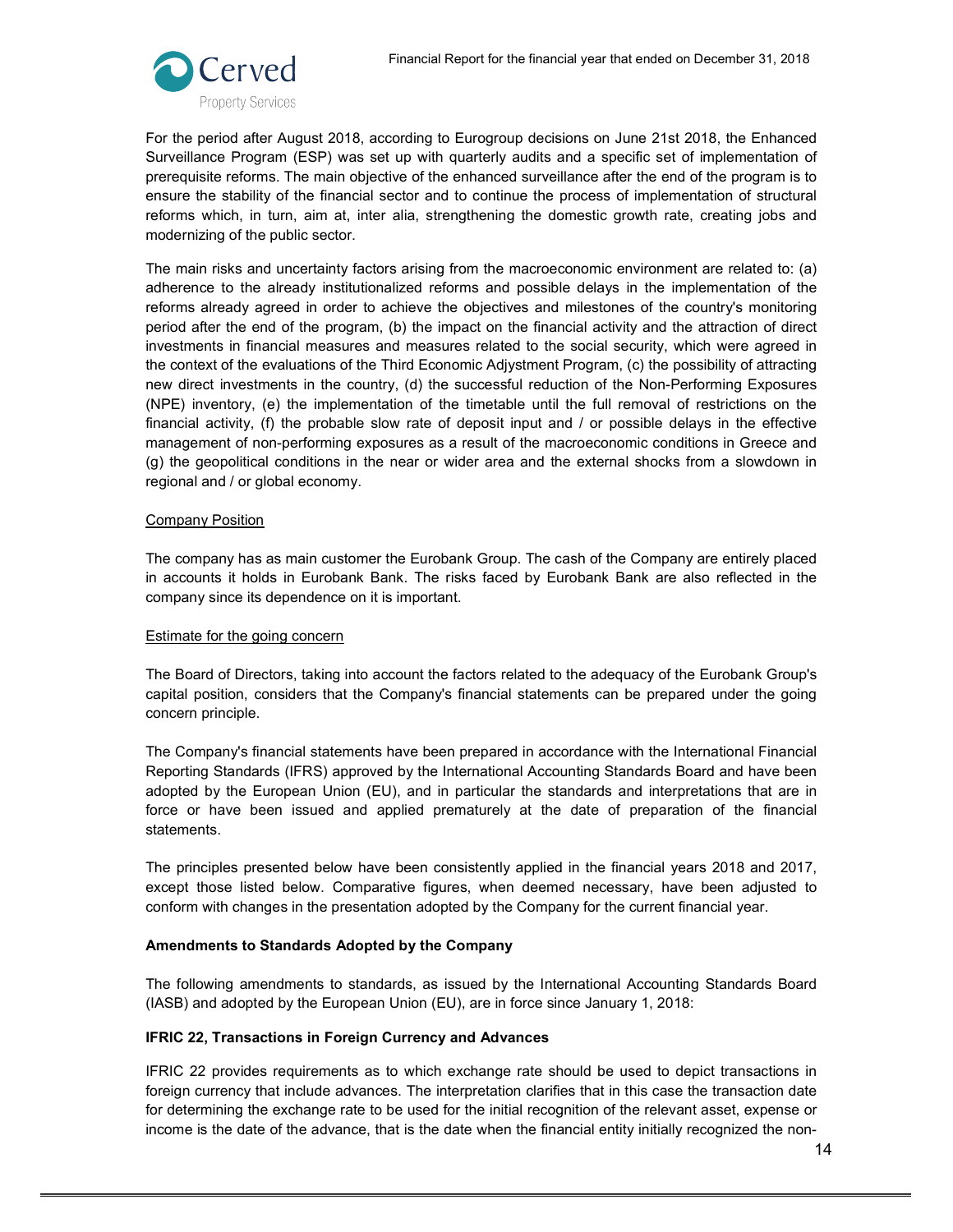For the period after August 2018, according to Eurogroup decisions on June 21st 2018, the Enhanced Surveillance Program (ESP) was set up with quarterly audits and a specific set of implementation of prerequisite reforms. The main objective of the enhanced surveillance after the end of the program is to ensure the stability of the financial sector and to continue the process of implementation of structural reforms which, in turn, aim at, inter alia, strengthening the domestic growth rate, creating jobs and modernizing of the public sector.

The main risks and uncertainty factors arising from the macroeconomic environment are related to: (a) adherence to the already institutionalized reforms and possible delays in the implementation of the reforms already agreed in order to achieve the objectives and milestones of the country's monitoring period after the end of the program, (b) the impact on the financial activity and the attraction of direct investments in financial measures and measures related to the social security, which were agreed in the context of the evaluations of the Third Economic Adjystment Program, (c) the possibility of attracting new direct investments in the country, (d) the successful reduction of the Non-Performing Exposures (NPE) inventory, (e) the implementation of the timetable until the full removal of restrictions on the financial activity, (f) the probable slow rate of deposit input and / or possible delays in the effective management of non-performing exposures as a result of the macroeconomic conditions in Greece and (g) the geopolitical conditions in the near or wider area and the external shocks from a slowdown in regional and / or global economy.

Company Position

The company has as main customer the Eurobank Group. The cash of the Company are entirely placed in accounts it holds in Eurobank Bank. The risks faced by Eurobank Bank are also reflected in the company since its dependence on it is important.

Estimate for the going concern

The Board of Directors, taking into account the factors related to the adequacy of the Eurobank Group's capital position, considers that the Company's financial statements can be prepared under the going concern principle.

The Company's financial statements have been prepared in accordance with the International Financial Reporting Standards (IFRS) approved by the International Accounting Standards Board and have been adopted by the European Union (EU), and in particular the standards and interpretations that are in force or have been issued and applied prematurely at the date of preparation of the financial statements.

The principles presented below have been consistently applied in the financial years 2018 and 2017, except those listed below. Comparative figures, when deemed necessary, have been adjusted to conform with changes in the presentation adopted by the Company for the current financial year.

**Amendments to Standards Adopted by the Company**

The following amendments to standards, as issued by the International Accounting Standards Board (IASB) and adopted by the European Union (EU), are in force since January 1, 2018:

**IFRIC 22, Transactions in Foreign Currency and Advances**

IFRIC 22 provides requirements as to which exchange rate should be used to depict transactions in foreign currency that include advances. The interpretation clarifies that in this case the transaction date for determining the exchange rate to be used for the initial recognition of the relevant asset, expense or income is the date of the advance, that is the date when the financial entity initially recognized the non-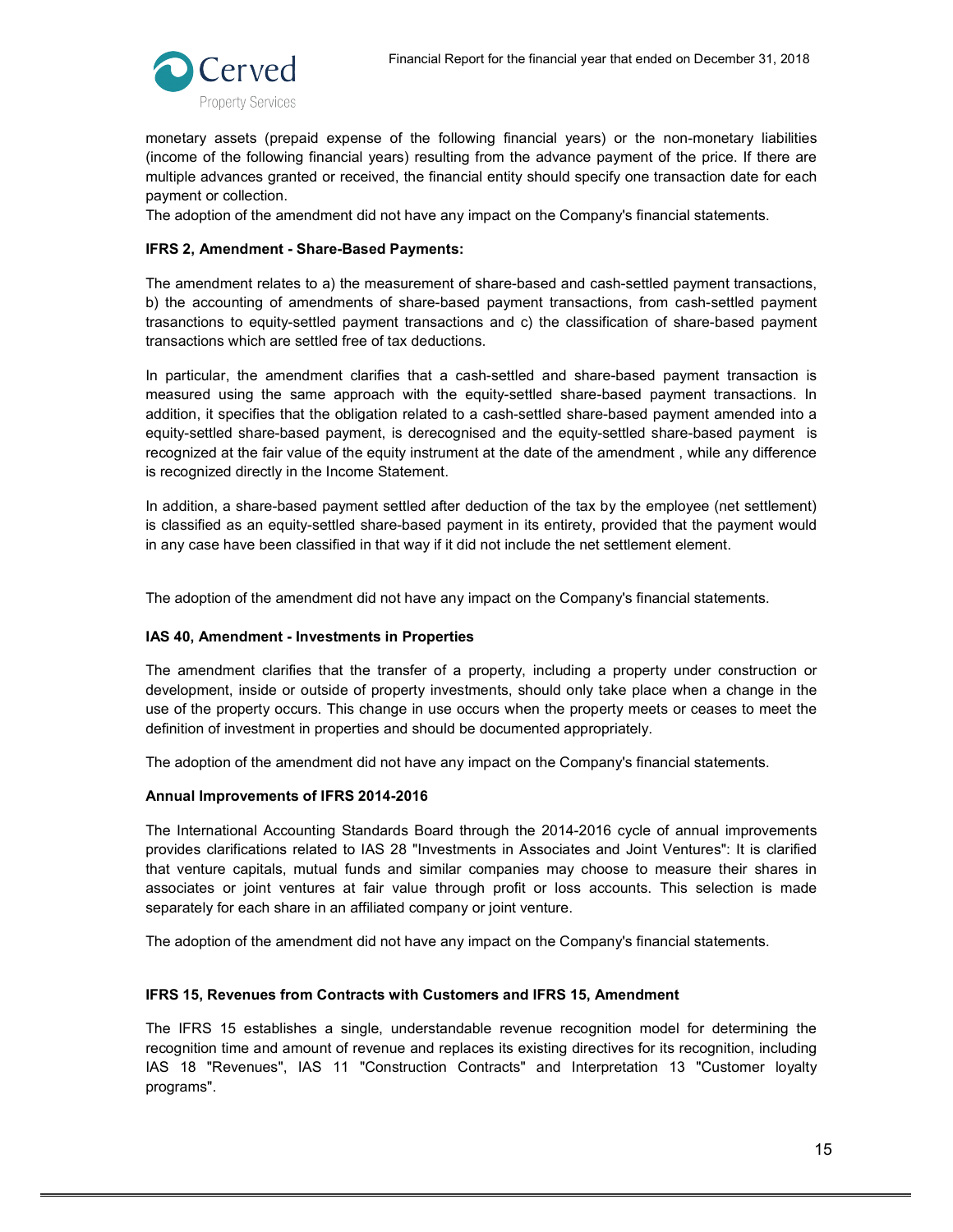monetary assets (prepaid expense of the following financial years) or the non-monetary liabilities (income of the following financial years) resulting from the advance payment of the price. If there are multiple advances granted or received, the financial entity should specify one transaction date for each payment or collection.

The adoption of the amendment did not have any impact on the Company's financial statements.

**IFRS 2, Amendment - Share-Based Payments:**

The amendment relates to a) the measurement of share-based and cash-settled payment transactions, b) the accounting of amendments of share-based payment transactions, from cash-settled payment trasanctions to equity-settled payment transactions and c) the classification of share-based payment transactions which are settled free of tax deductions.

In particular, the amendment clarifies that a cash-settled and share-based payment transaction is measured using the same approach with the equity-settled share-based payment transactions. In addition, it specifies that the obligation related to a cash-settled share-based payment amended into a equity-settled share-based payment, is derecognised and the equity-settled share-based payment is recognized at the fair value of the equity instrument at the date of the amendment , while any difference is recognized directly in the Income Statement.

In addition, a share-based payment settled after deduction of the tax by the employee (net settlement) is classified as an equity-settled share-based payment in its entirety, provided that the payment would in any case have been classified in that way if it did not include the net settlement element.

The adoption of the amendment did not have any impact on the Company's financial statements.

**IAS 40, Amendment - Investments in Properties**

The amendment clarifies that the transfer of a property, including a property under construction or development, inside or outside of property investments, should only take place when a change in the use of the property occurs. This change in use occurs when the property meets or ceases to meet the definition of investment in properties and should be documented appropriately.

The adoption of the amendment did not have any impact on the Company's financial statements.

**Annual Improvements of IFRS 2014-2016**

The International Accounting Standards Board through the 2014-2016 cycle of annual improvements provides clarifications related to IAS 28 "Investments in Associates and Joint Ventures": It is clarified that venture capitals, mutual funds and similar companies may choose to measure their shares in associates or joint ventures at fair value through profit or loss accounts. This selection is made separately for each share in an affiliated company or joint venture.

The adoption of the amendment did not have any impact on the Company's financial statements.

**IFRS 15, Revenues from Contracts with Customers and IFRS 15, Amendment**

The IFRS 15 establishes a single, understandable revenue recognition model for determining the recognition time and amount of revenue and replaces its existing directives for its recognition, including IAS 18 "Revenues", IAS 11 "Construction Contracts" and Interpretation 13 "Customer loyalty programs".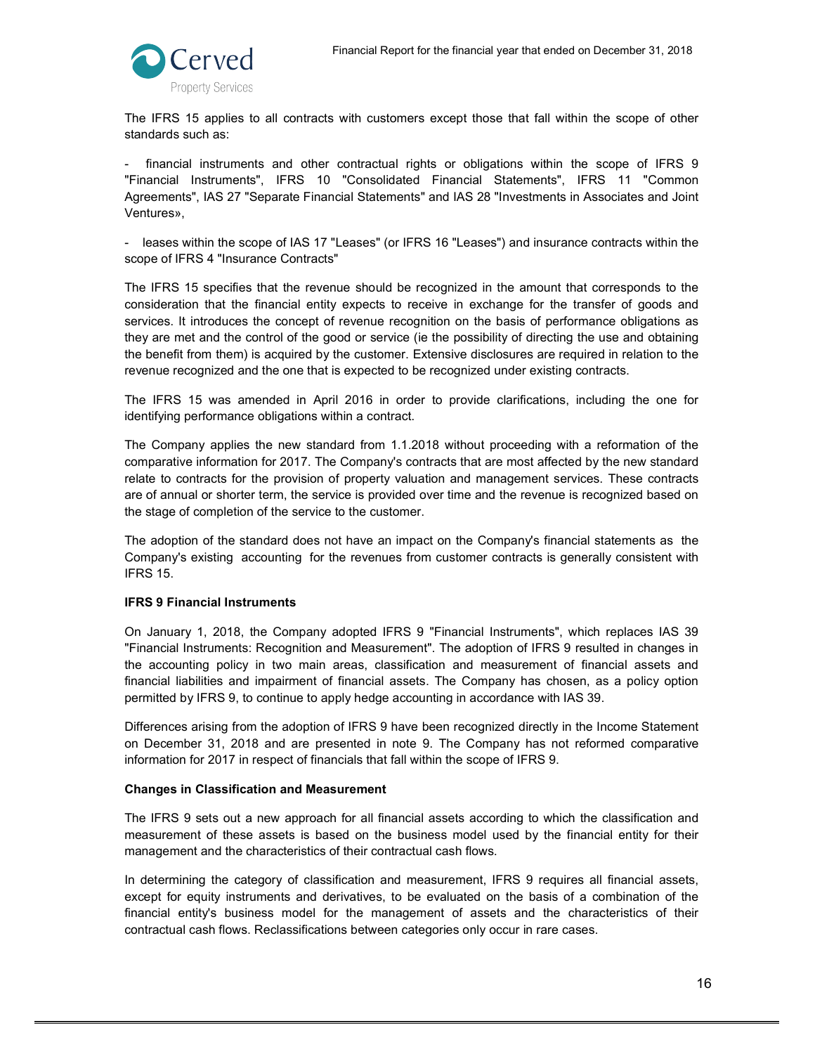The IFRS 15 applies to all contracts with customers except those that fall within the scope of other standards such as:

- financial instruments and other contractual rights or obligations within the scope of IFRS 9 "Financial Instruments", IFRS 10 "Consolidated Financial Statements", IFRS 11 "Common Agreements", IAS 27 "Separate Financial Statements" and IAS 28 "Investments in Associates and Joint Ventures»,

- leases within the scope of IAS 17 "Leases" (or IFRS 16 "Leases") and insurance contracts within the scope of IFRS 4 "Insurance Contracts"

The IFRS 15 specifies that the revenue should be recognized in the amount that corresponds to the consideration that the financial entity expects to receive in exchange for the transfer of goods and services. It introduces the concept of revenue recognition on the basis of performance obligations as they are met and the control of the good or service (ie the possibility of directing the use and obtaining the benefit from them) is acquired by the customer. Extensive disclosures are required in relation to the revenue recognized and the one that is expected to be recognized under existing contracts.

The IFRS 15 was amended in April 2016 in order to provide clarifications, including the one for identifying performance obligations within a contract.

The Company applies the new standard from 1.1.2018 without proceeding with a reformation of the comparative information for 2017. The Company's contracts that are most affected by the new standard relate to contracts for the provision of property valuation and management services. These contracts are of annual or shorter term, the service is provided over time and the revenue is recognized based on the stage of completion of the service to the customer.

The adoption of the standard does not have an impact on the Company's financial statements as the Company's existing accounting for the revenues from customer contracts is generally consistent with IFRS 15.

**IFRS 9 Financial Instruments**

On January 1, 2018, the Company adopted IFRS 9 "Financial Instruments", which replaces IAS 39 "Financial Instruments: Recognition and Measurement". The adoption of IFRS 9 resulted in changes in the accounting policy in two main areas, classification and measurement of financial assets and financial liabilities and impairment of financial assets. The Company has chosen, as a policy option permitted by IFRS 9, to continue to apply hedge accounting in accordance with IAS 39.

Differences arising from the adoption of IFRS 9 have been recognized directly in the Income Statement on December 31, 2018 and are presented in note 9. The Company has not reformed comparative information for 2017 in respect of financials that fall within the scope of IFRS 9.

**Changes in Classification and Measurement**

The IFRS 9 sets out a new approach for all financial assets according to which the classification and measurement of these assets is based on the business model used by the financial entity for their management and the characteristics of their contractual cash flows.

In determining the category of classification and measurement, IFRS 9 requires all financial assets, except for equity instruments and derivatives, to be evaluated on the basis of a combination of the financial entity's business model for the management of assets and the characteristics of their contractual cash flows. Reclassifications between categories only occur in rare cases.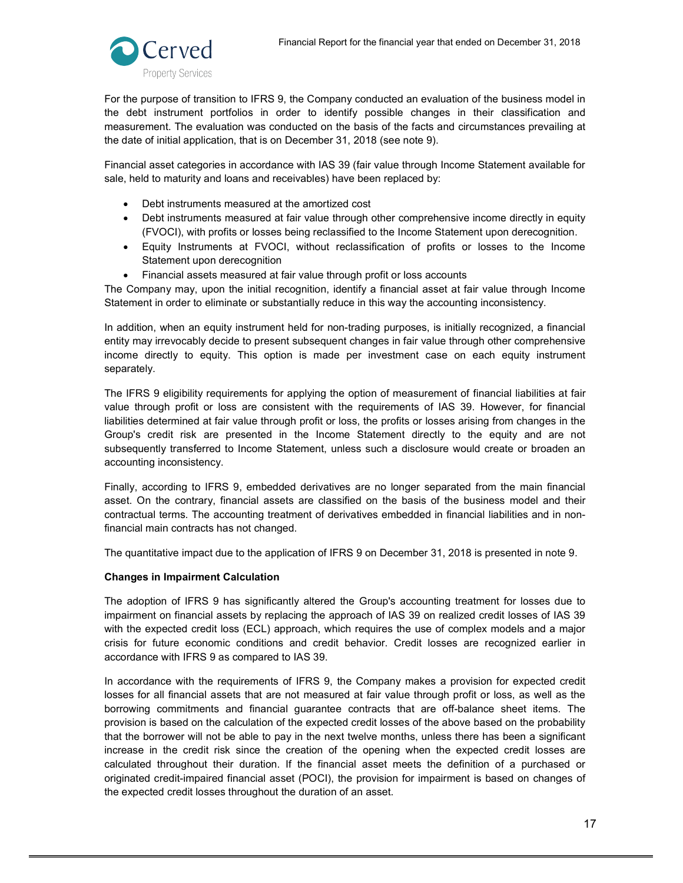For the purpose of transition to IFRS 9, the Company conducted an evaluation of the business model in the debt instrument portfolios in order to identify possible changes in their classification and measurement. The evaluation was conducted on the basis of the facts and circumstances prevailing at the date of initial application, that is on December 31, 2018 (see note 9).

Financial asset categories in accordance with IAS 39 (fair value through Income Statement available for sale, held to maturity and loans and receivables) have been replaced by:

- Debt instruments measured at the amortized cost
- Debt instruments measured at fair value through other comprehensive income directly in equity (FVOCI), with profits or losses being reclassified to the Income Statement upon derecognition.
- Equity Instruments at FVOCI, without reclassification of profits or losses to the Income Statement upon derecognition
- Financial assets measured at fair value through profit or loss accounts

The Company may, upon the initial recognition, identify a financial asset at fair value through Income Statement in order to eliminate or substantially reduce in this way the accounting inconsistency.

In addition, when an equity instrument held for non-trading purposes, is initially recognized, a financial entity may irrevocably decide to present subsequent changes in fair value through other comprehensive income directly to equity. This option is made per investment case on each equity instrument separately.

The IFRS 9 eligibility requirements for applying the option of measurement of financial liabilities at fair value through profit or loss are consistent with the requirements of IAS 39. However, for financial liabilities determined at fair value through profit or loss, the profits or losses arising from changes in the Group's credit risk are presented in the Income Statement directly to the equity and are not subsequently transferred to Income Statement, unless such a disclosure would create or broaden an accounting inconsistency.

Finally, according to IFRS 9, embedded derivatives are no longer separated from the main financial asset. On the contrary, financial assets are classified on the basis of the business model and their contractual terms. The accounting treatment of derivatives embedded in financial liabilities and in non-financial main contracts has not changed.

The quantitative impact due to the application of IFRS 9 on December 31, 2018 is presented in note 9.

**Changes in Impairment Calculation**

The adoption of IFRS 9 has significantly altered the Group's accounting treatment for losses due to impairment on financial assets by replacing the approach of IAS 39 on realized credit losses of IAS 39 with the expected credit loss (ECL) approach, which requires the use of complex models and a major crisis for future economic conditions and credit behavior. Credit losses are recognized earlier in accordance with IFRS 9 as compared to IAS 39.

In accordance with the requirements of IFRS 9, the Company makes a provision for expected credit losses for all financial assets that are not measured at fair value through profit or loss, as well as the borrowing commitments and financial guarantee contracts that are off-balance sheet items. The provision is based on the calculation of the expected credit losses of the above based on the probability that the borrower will not be able to pay in the next twelve months, unless there has been a significant increase in the credit risk since the creation of the opening when the expected credit losses are calculated throughout their duration. If the financial asset meets the definition of a purchased or originated credit-impaired financial asset (POCI), the provision for impairment is based on changes of the expected credit losses throughout the duration of an asset.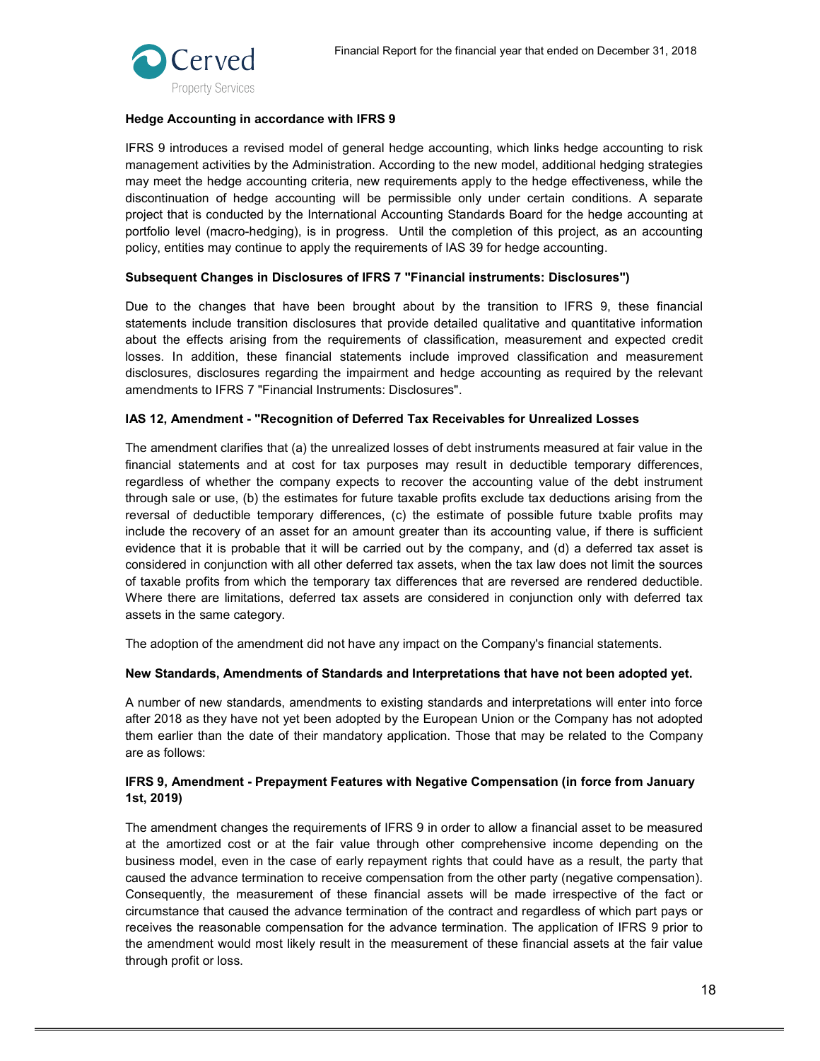### Hedge Accounting in accordance with IFRS 9

IFRS 9 introduces a revised model of general hedge accounting, which links hedge accounting to risk management activities by the Administration. According to the new model, additional hedging strategies may meet the hedge accounting criteria, new requirements apply to the hedge effectiveness, while the discontinuation of hedge accounting will be permissible only under certain conditions. A separate project that is conducted by the International Accounting Standards Board for the hedge accounting at portfolio level (macro-hedging), is in progress. Until the completion of this project, as an accounting policy, entities may continue to apply the requirements of IAS 39 for hedge accounting.

### Subsequent Changes in Disclosures of IFRS 7 "Financial instruments: Disclosures")

Due to the changes that have been brought about by the transition to IFRS 9, these financial statements include transition disclosures that provide detailed qualitative and quantitative information about the effects arising from the requirements of classification, measurement and expected credit losses. In addition, these financial statements include improved classification and measurement disclosures, disclosures regarding the impairment and hedge accounting as required by the relevant amendments to IFRS 7 "Financial Instruments: Disclosures".

### IAS 12, Amendment - "Recognition of Deferred Tax Receivables for Unrealized Losses

The amendment clarifies that (a) the unrealized losses of debt instruments measured at fair value in the financial statements and at cost for tax purposes may result in deductible temporary differences, regardless of whether the company expects to recover the accounting value of the debt instrument through sale or use, (b) the estimates for future taxable profits exclude tax deductions arising from the reversal of deductible temporary differences, (c) the estimate of possible future txable profits may include the recovery of an asset for an amount greater than its accounting value, if there is sufficient evidence that it is probable that it will be carried out by the company, and (d) a deferred tax asset is considered in conjunction with all other deferred tax assets, when the tax law does not limit the sources of taxable profits from which the temporary tax differences that are reversed are rendered deductible. Where there are limitations, deferred tax assets are considered in conjunction only with deferred tax assets in the same category.

The adoption of the amendment did not have any impact on the Company's financial statements.

### New Standards, Amendments of Standards and Interpretations that have not been adopted yet.

A number of new standards, amendments to existing standards and interpretations will enter into force after 2018 as they have not yet been adopted by the European Union or the Company has not adopted them earlier than the date of their mandatory application. Those that may be related to the Company are as follows:

### IFRS 9, Amendment - Prepayment Features with Negative Compensation (in force from January 1st, 2019)

The amendment changes the requirements of IFRS 9 in order to allow a financial asset to be measured at the amortized cost or at the fair value through other comprehensive income depending on the business model, even in the case of early repayment rights that could have as a result, the party that caused the advance termination to receive compensation from the other party (negative compensation). Consequently, the measurement of these financial assets will be made irrespective of the fact or circumstance that caused the advance termination of the contract and regardless of which part pays or receives the reasonable compensation for the advance termination. The application of IFRS 9 prior to the amendment would most likely result in the measurement of these financial assets at the fair value through profit or loss.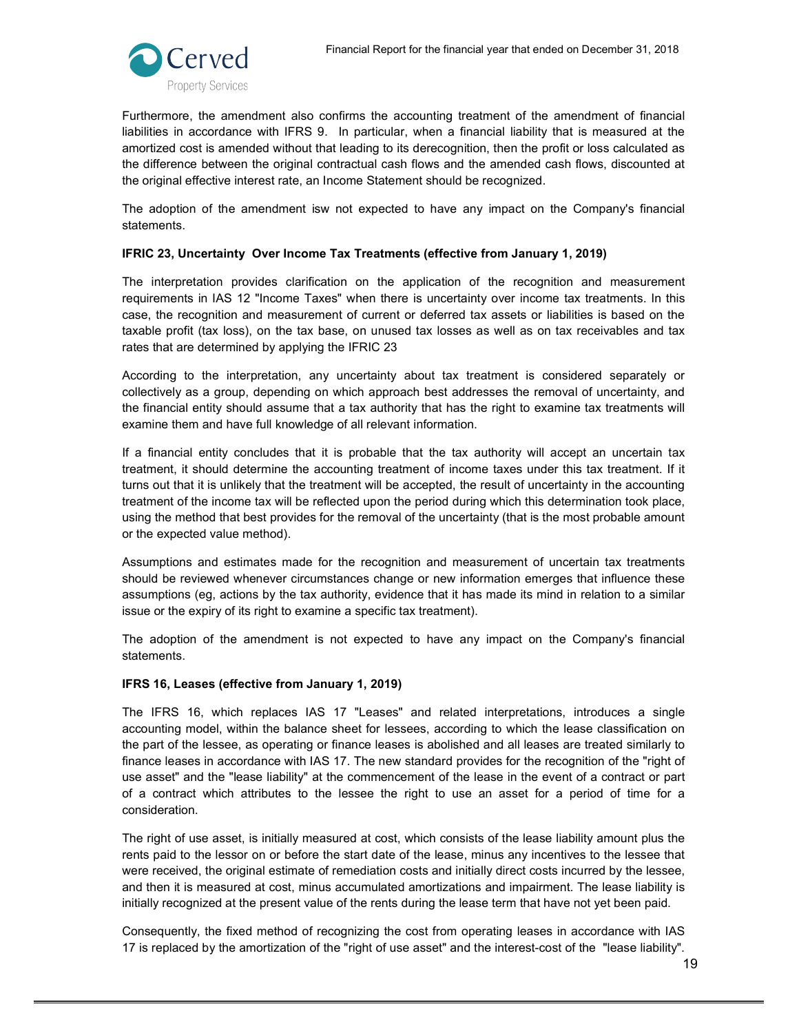Furthermore, the amendment also confirms the accounting treatment of the amendment of financial liabilities in accordance with IFRS 9. In particular, when a financial liability that is measured at the amortized cost is amended without that leading to its derecognition, then the profit or loss calculated as the difference between the original contractual cash flows and the amended cash flows, discounted at the original effective interest rate, an Income Statement should be recognized.

The adoption of the amendment isw not expected to have any impact on the Company's financial statements.

**IFRIC 23, Uncertainty Over Income Tax Treatments (effective from January 1, 2019)**

The interpretation provides clarification on the application of the recognition and measurement requirements in IAS 12 "Income Taxes" when there is uncertainty over income tax treatments. In this case, the recognition and measurement of current or deferred tax assets or liabilities is based on the taxable profit (tax loss), on the tax base, on unused tax losses as well as on tax receivables and tax rates that are determined by applying the IFRIC 23

According to the interpretation, any uncertainty about tax treatment is considered separately or collectively as a group, depending on which approach best addresses the removal of uncertainty, and the financial entity should assume that a tax authority that has the right to examine tax treatments will examine them and have full knowledge of all relevant information.

If a financial entity concludes that it is probable that the tax authority will accept an uncertain tax treatment, it should determine the accounting treatment of income taxes under this tax treatment. If it turns out that it is unlikely that the treatment will be accepted, the result of uncertainty in the accounting treatment of the income tax will be reflected upon the period during which this determination took place, using the method that best provides for the removal of the uncertainty (that is the most probable amount or the expected value method).

Assumptions and estimates made for the recognition and measurement of uncertain tax treatments should be reviewed whenever circumstances change or new information emerges that influence these assumptions (eg, actions by the tax authority, evidence that it has made its mind in relation to a similar issue or the expiry of its right to examine a specific tax treatment).

The adoption of the amendment is not expected to have any impact on the Company's financial statements.

**IFRS 16, Leases (effective from January 1, 2019)**

The IFRS 16, which replaces IAS 17 "Leases" and related interpretations, introduces a single accounting model, within the balance sheet for lessees, according to which the lease classification on the part of the lessee, as operating or finance leases is abolished and all leases are treated similarly to finance leases in accordance with IAS 17. The new standard provides for the recognition of the "right of use asset" and the "lease liability" at the commencement of the lease in the event of a contract or part of a contract which attributes to the lessee the right to use an asset for a period of time for a consideration.

The right of use asset, is initially measured at cost, which consists of the lease liability amount plus the rents paid to the lessor on or before the start date of the lease, minus any incentives to the lessee that were received, the original estimate of remediation costs and initially direct costs incurred by the lessee, and then it is measured at cost, minus accumulated amortizations and impairment. The lease liability is initially recognized at the present value of the rents during the lease term that have not yet been paid.

Consequently, the fixed method of recognizing the cost from operating leases in accordance with IAS 17 is replaced by the amortization of the "right of use asset" and the interest-cost of the "lease liability".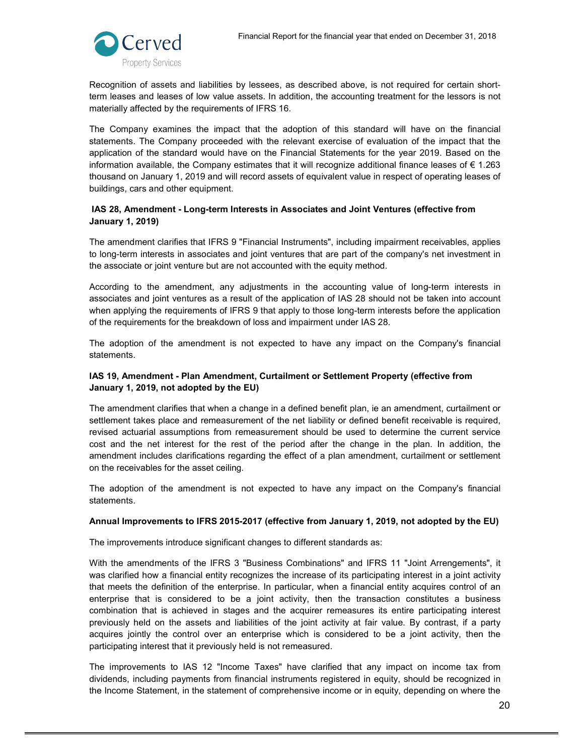Recognition of assets and liabilities by lessees, as described above, is not required for certain short-term leases and leases of low value assets. In addition, the accounting treatment for the lessors is not materially affected by the requirements of IFRS 16.

The Company examines the impact that the adoption of this standard will have on the financial statements. The Company proceeded with the relevant exercise of evaluation of the impact that the application of the standard would have on the Financial Statements for the year 2019. Based on the information available, the Company estimates that it will recognize additional finance leases of € 1.263 thousand on January 1, 2019 and will record assets of equivalent value in respect of operating leases of buildings, cars and other equipment.

**IAS 28, Amendment - Long-term Interests in Associates and Joint Ventures (effective from January 1, 2019)**

The amendment clarifies that IFRS 9 "Financial Instruments", including impairment receivables, applies to long-term interests in associates and joint ventures that are part of the company's net investment in the associate or joint venture but are not accounted with the equity method.

According to the amendment, any adjustments in the accounting value of long-term interests in associates and joint ventures as a result of the application of IAS 28 should not be taken into account when applying the requirements of IFRS 9 that apply to those long-term interests before the application of the requirements for the breakdown of loss and impairment under IAS 28.

The adoption of the amendment is not expected to have any impact on the Company's financial statements.

**IAS 19, Amendment - Plan Amendment, Curtailment or Settlement Property (effective from January 1, 2019, not adopted by the EU)**

The amendment clarifies that when a change in a defined benefit plan, ie an amendment, curtailment or settlement takes place and remeasurement of the net liability or defined benefit receivable is required, revised actuarial assumptions from remeasurement should be used to determine the current service cost and the net interest for the rest of the period after the change in the plan. In addition, the amendment includes clarifications regarding the effect of a plan amendment, curtailment or settlement on the receivables for the asset ceiling.

The adoption of the amendment is not expected to have any impact on the Company's financial statements.

**Annual Improvements to IFRS 2015-2017 (effective from January 1, 2019, not adopted by the EU)**

The improvements introduce significant changes to different standards as:

With the amendments of the IFRS 3 "Business Combinations" and IFRS 11 "Joint Arrengements", it was clarified how a financial entity recognizes the increase of its participating interest in a joint activity that meets the definition of the enterprise. In particular, when a financial entity acquires control of an enterprise that is considered to be a joint activity, then the transaction constitutes a business combination that is achieved in stages and the acquirer remeasures its entire participating interest previously held on the assets and liabilities of the joint activity at fair value. By contrast, if a party acquires jointly the control over an enterprise which is considered to be a joint activity, then the participating interest that it previously held is not remeasured.

The improvements to IAS 12 "Income Taxes" have clarified that any impact on income tax from dividends, including payments from financial instruments registered in equity, should be recognized in the Income Statement, in the statement of comprehensive income or in equity, depending on where the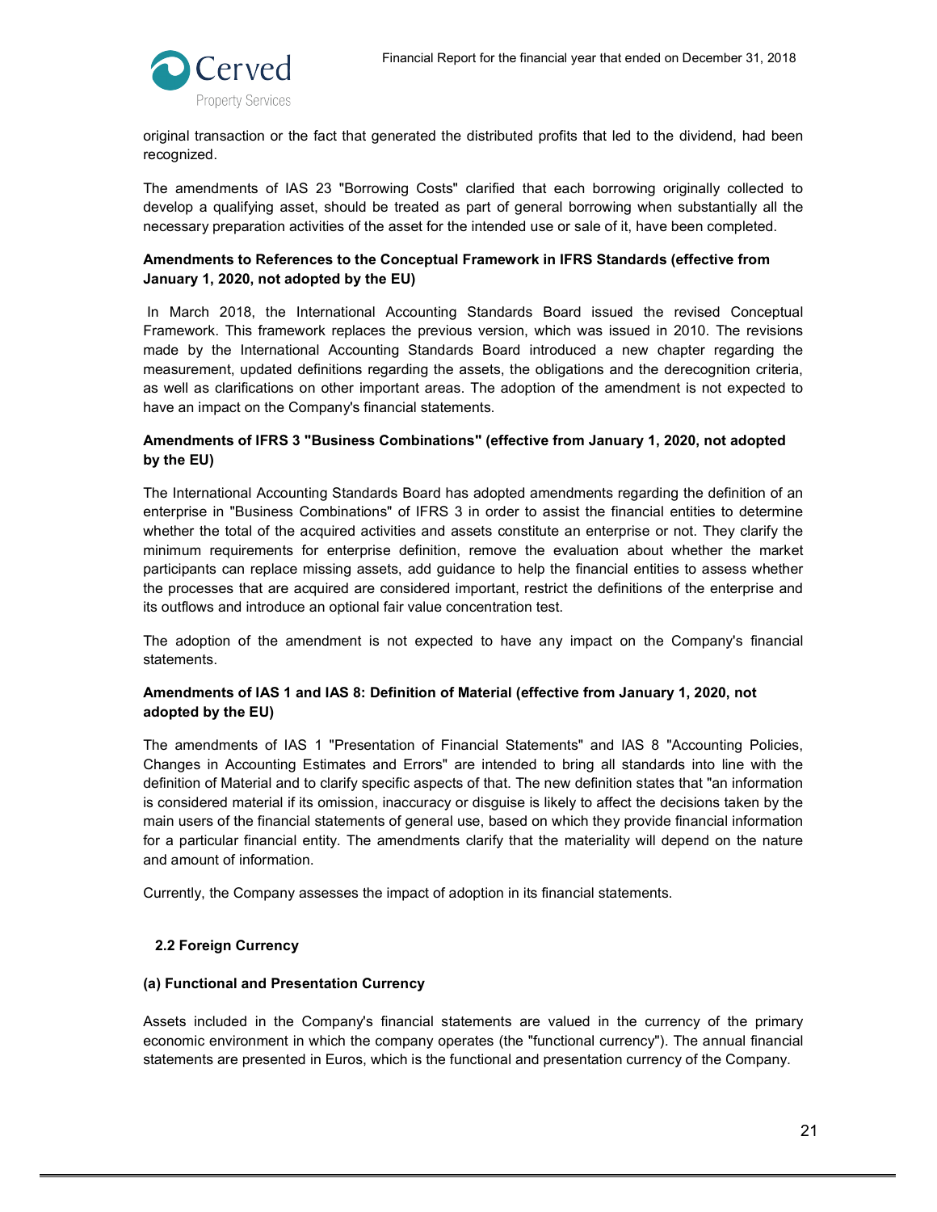original transaction or the fact that generated the distributed profits that led to the dividend, had been recognized.

The amendments of IAS 23 "Borrowing Costs" clarified that each borrowing originally collected to develop a qualifying asset, should be treated as part of general borrowing when substantially all the necessary preparation activities of the asset for the intended use or sale of it, have been completed.

**Amendments to References to the Conceptual Framework in IFRS Standards (effective from January 1, 2020, not adopted by the EU)**

In March 2018, the International Accounting Standards Board issued the revised Conceptual Framework. This framework replaces the previous version, which was issued in 2010. The revisions made by the International Accounting Standards Board introduced a new chapter regarding the measurement, updated definitions regarding the assets, the obligations and the derecognition criteria, as well as clarifications on other important areas. The adoption of the amendment is not expected to have an impact on the Company's financial statements.

**Amendments of IFRS 3 "Business Combinations" (effective from January 1, 2020, not adopted by the EU)**

The International Accounting Standards Board has adopted amendments regarding the definition of an enterprise in "Business Combinations" of IFRS 3 in order to assist the financial entities to determine whether the total of the acquired activities and assets constitute an enterprise or not. They clarify the minimum requirements for enterprise definition, remove the evaluation about whether the market participants can replace missing assets, add guidance to help the financial entities to assess whether the processes that are acquired are considered important, restrict the definitions of the enterprise and its outflows and introduce an optional fair value concentration test.

The adoption of the amendment is not expected to have any impact on the Company's financial statements.

**Amendments of IAS 1 and IAS 8: Definition of Material (effective from January 1, 2020, not adopted by the EU)**

The amendments of IAS 1 "Presentation of Financial Statements" and IAS 8 "Accounting Policies, Changes in Accounting Estimates and Errors" are intended to bring all standards into line with the definition of Material and to clarify specific aspects of that. The new definition states that "an information is considered material if its omission, inaccuracy or disguise is likely to affect the decisions taken by the main users of the financial statements of general use, based on which they provide financial information for a particular financial entity. The amendments clarify that the materiality will depend on the nature and amount of information.

Currently, the Company assesses the impact of adoption in its financial statements.

## 2.2 Foreign Currency

### (a) Functional and Presentation Currency

Assets included in the Company's financial statements are valued in the currency of the primary economic environment in which the company operates (the "functional currency"). The annual financial statements are presented in Euros, which is the functional and presentation currency of the Company.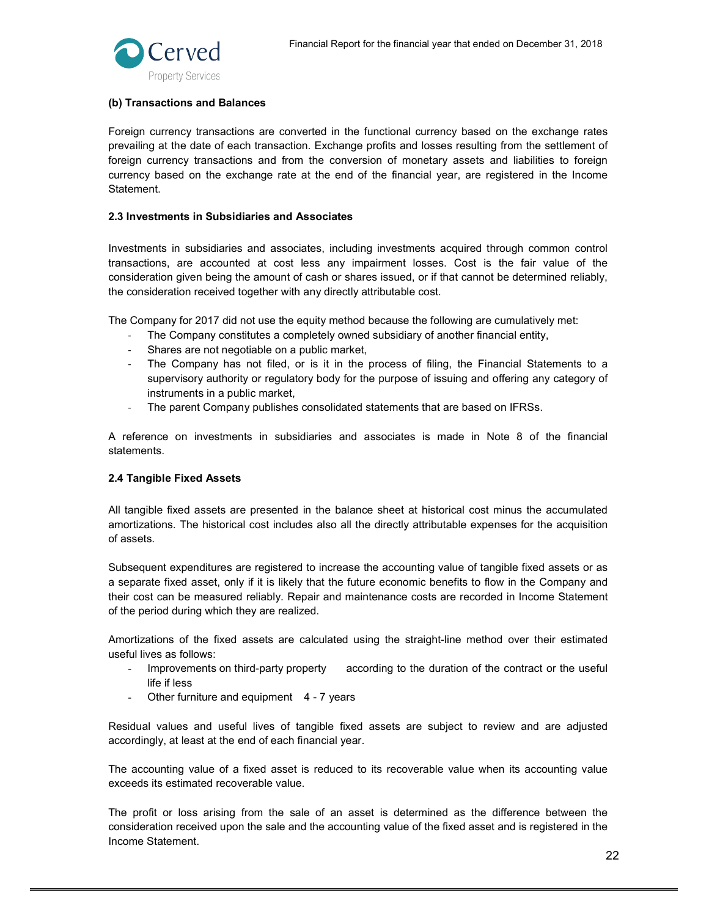### (b) Transactions and Balances

Foreign currency transactions are converted in the functional currency based on the exchange rates prevailing at the date of each transaction. Exchange profits and losses resulting from the settlement of foreign currency transactions and from the conversion of monetary assets and liabilities to foreign currency based on the exchange rate at the end of the financial year, are registered in the Income Statement.

### 2.3 Investments in Subsidiaries and Associates

Investments in subsidiaries and associates, including investments acquired through common control transactions, are accounted at cost less any impairment losses. Cost is the fair value of the consideration given being the amount of cash or shares issued, or if that cannot be determined reliably, the consideration received together with any directly attributable cost.

The Company for 2017 did not use the equity method because the following are cumulatively met:

- The Company constitutes a completely owned subsidiary of another financial entity,
- Shares are not negotiable on a public market,
- The Company has not filed, or is it in the process of filing, the Financial Statements to a supervisory authority or regulatory body for the purpose of issuing and offering any category of instruments in a public market,
- The parent Company publishes consolidated statements that are based on IFRSs.

A reference on investments in subsidiaries and associates is made in Note 8 of the financial statements.

### 2.4 Tangible Fixed Assets

All tangible fixed assets are presented in the balance sheet at historical cost minus the accumulated amortizations. The historical cost includes also all the directly attributable expenses for the acquisition of assets.

Subsequent expenditures are registered to increase the accounting value of tangible fixed assets or as a separate fixed asset, only if it is likely that the future economic benefits to flow in the Company and their cost can be measured reliably. Repair and maintenance costs are recorded in Income Statement of the period during which they are realized.

Amortizations of the fixed assets are calculated using the straight-line method over their estimated useful lives as follows:

- Improvements on third-party property according to the duration of the contract or the useful life if less
- Other furniture and equipment 4 - 7 years

Residual values and useful lives of tangible fixed assets are subject to review and are adjusted accordingly, at least at the end of each financial year.

The accounting value of a fixed asset is reduced to its recoverable value when its accounting value exceeds its estimated recoverable value.

The profit or loss arising from the sale of an asset is determined as the difference between the consideration received upon the sale and the accounting value of the fixed asset and is registered in the Income Statement.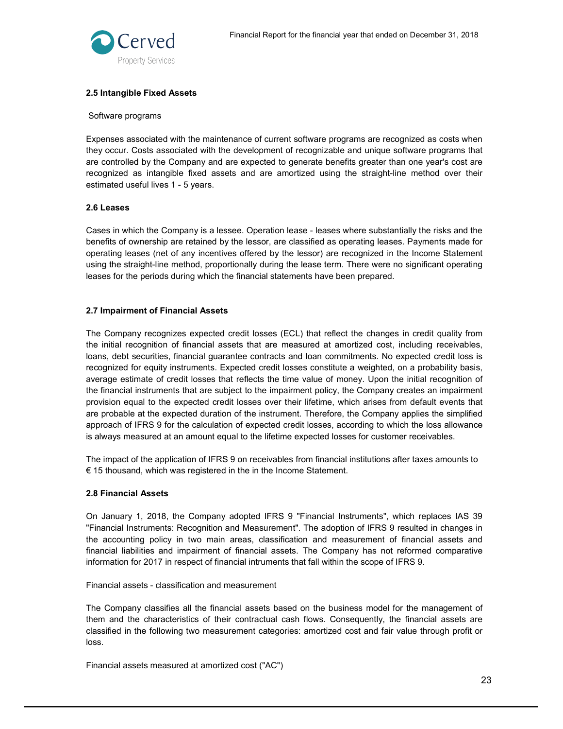### 2.5 Intangible Fixed Assets

Software programs

Expenses associated with the maintenance of current software programs are recognized as costs when they occur. Costs associated with the development of recognizable and unique software programs that are controlled by the Company and are expected to generate benefits greater than one year's cost are recognized as intangible fixed assets and are amortized using the straight-line method over their estimated useful lives 1 - 5 years.

### 2.6 Leases

Cases in which the Company is a lessee. Operation lease - leases where substantially the risks and the benefits of ownership are retained by the lessor, are classified as operating leases. Payments made for operating leases (net of any incentives offered by the lessor) are recognized in the Income Statement using the straight-line method, proportionally during the lease term. There were no significant operating leases for the periods during which the financial statements have been prepared.

### 2.7 Impairment of Financial Assets

The Company recognizes expected credit losses (ECL) that reflect the changes in credit quality from the initial recognition of financial assets that are measured at amortized cost, including receivables, loans, debt securities, financial guarantee contracts and loan commitments. No expected credit loss is recognized for equity instruments. Expected credit losses constitute a weighted, on a probability basis, average estimate of credit losses that reflects the time value of money. Upon the initial recognition of the financial instruments that are subject to the impairment policy, the Company creates an impairment provision equal to the expected credit losses over their lifetime, which arises from default events that are probable at the expected duration of the instrument. Therefore, the Company applies the simplified approach of IFRS 9 for the calculation of expected credit losses, according to which the loss allowance is always measured at an amount equal to the lifetime expected losses for customer receivables.

The impact of the application of IFRS 9 on receivables from financial institutions after taxes amounts to € 15 thousand, which was registered in the in the Income Statement.

### 2.8 Financial Assets

On January 1, 2018, the Company adopted IFRS 9 "Financial Instruments", which replaces IAS 39 "Financial Instruments: Recognition and Measurement". The adoption of IFRS 9 resulted in changes in the accounting policy in two main areas, classification and measurement of financial assets and financial liabilities and impairment of financial assets. The Company has not reformed comparative information for 2017 in respect of financial intruments that fall within the scope of IFRS 9.

Financial assets - classification and measurement

The Company classifies all the financial assets based on the business model for the management of them and the characteristics of their contractual cash flows. Consequently, the financial assets are classified in the following two measurement categories: amortized cost and fair value through profit or loss.

Financial assets measured at amortized cost ("AC")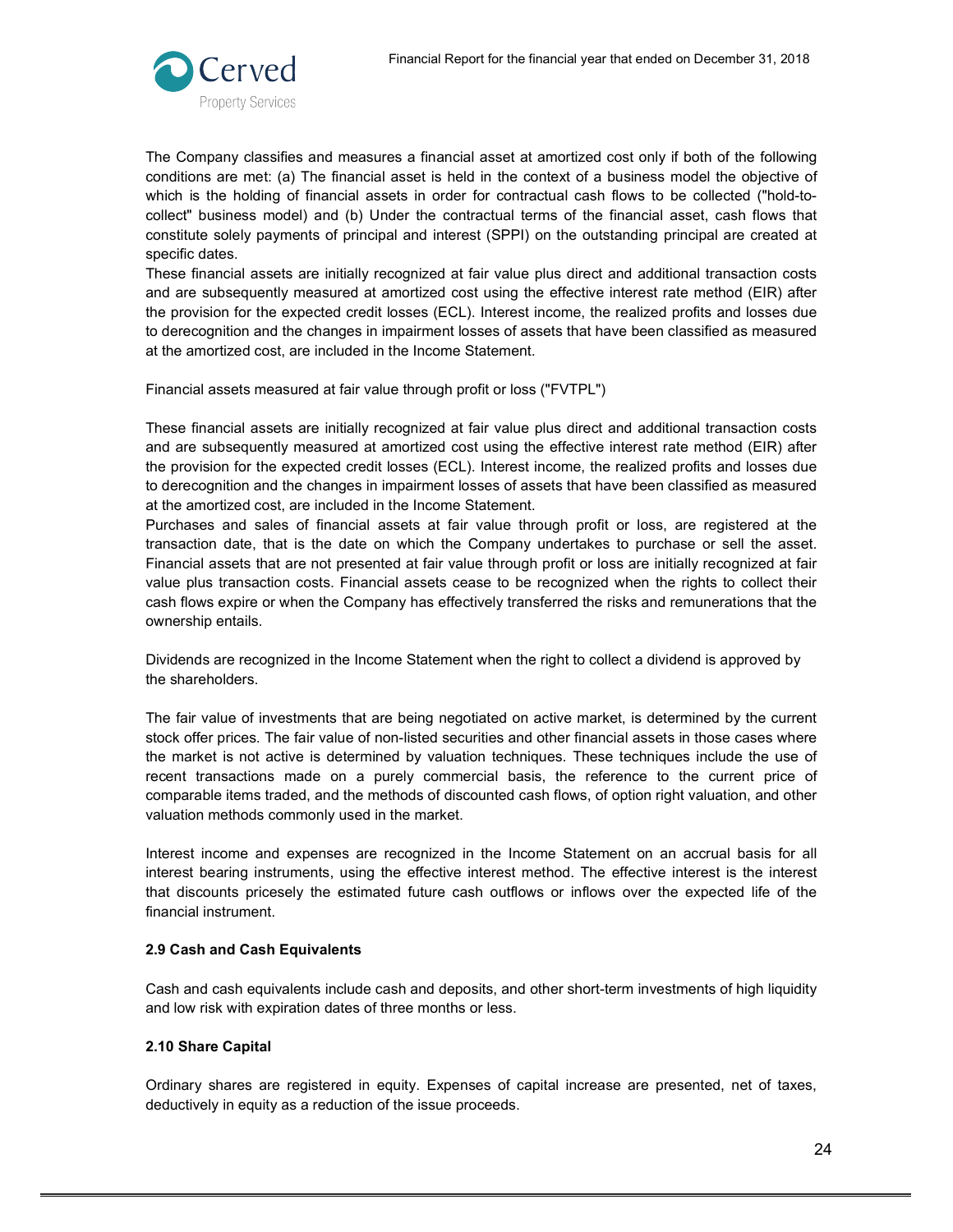The Company classifies and measures a financial asset at amortized cost only if both of the following conditions are met: (a) The financial asset is held in the context of a business model the objective of which is the holding of financial assets in order for contractual cash flows to be collected ("hold-to-collect" business model) and (b) Under the contractual terms of the financial asset, cash flows that constitute solely payments of principal and interest (SPPI) on the outstanding principal are created at specific dates.

These financial assets are initially recognized at fair value plus direct and additional transaction costs and are subsequently measured at amortized cost using the effective interest rate method (EIR) after the provision for the expected credit losses (ECL). Interest income, the realized profits and losses due to derecognition and the changes in impairment losses of assets that have been classified as measured at the amortized cost, are included in the Income Statement.

Financial assets measured at fair value through profit or loss ("FVTPL")

These financial assets are initially recognized at fair value plus direct and additional transaction costs and are subsequently measured at amortized cost using the effective interest rate method (EIR) after the provision for the expected credit losses (ECL). Interest income, the realized profits and losses due to derecognition and the changes in impairment losses of assets that have been classified as measured at the amortized cost, are included in the Income Statement.

Purchases and sales of financial assets at fair value through profit or loss, are registered at the transaction date, that is the date on which the Company undertakes to purchase or sell the asset. Financial assets that are not presented at fair value through profit or loss are initially recognized at fair value plus transaction costs. Financial assets cease to be recognized when the rights to collect their cash flows expire or when the Company has effectively transferred the risks and remunerations that the ownership entails.

Dividends are recognized in the Income Statement when the right to collect a dividend is approved by the shareholders.

The fair value of investments that are being negotiated on active market, is determined by the current stock offer prices. The fair value of non-listed securities and other financial assets in those cases where the market is not active is determined by valuation techniques. These techniques include the use of recent transactions made on a purely commercial basis, the reference to the current price of comparable items traded, and the methods of discounted cash flows, of option right valuation, and other valuation methods commonly used in the market.

Interest income and expenses are recognized in the Income Statement on an accrual basis for all interest bearing instruments, using the effective interest method. The effective interest is the interest that discounts pricesely the estimated future cash outflows or inflows over the expected life of the financial instrument.

### 2.9 Cash and Cash Equivalents

Cash and cash equivalents include cash and deposits, and other short-term investments of high liquidity and low risk with expiration dates of three months or less.

### 2.10 Share Capital

Ordinary shares are registered in equity. Expenses of capital increase are presented, net of taxes, deductively in equity as a reduction of the issue proceeds.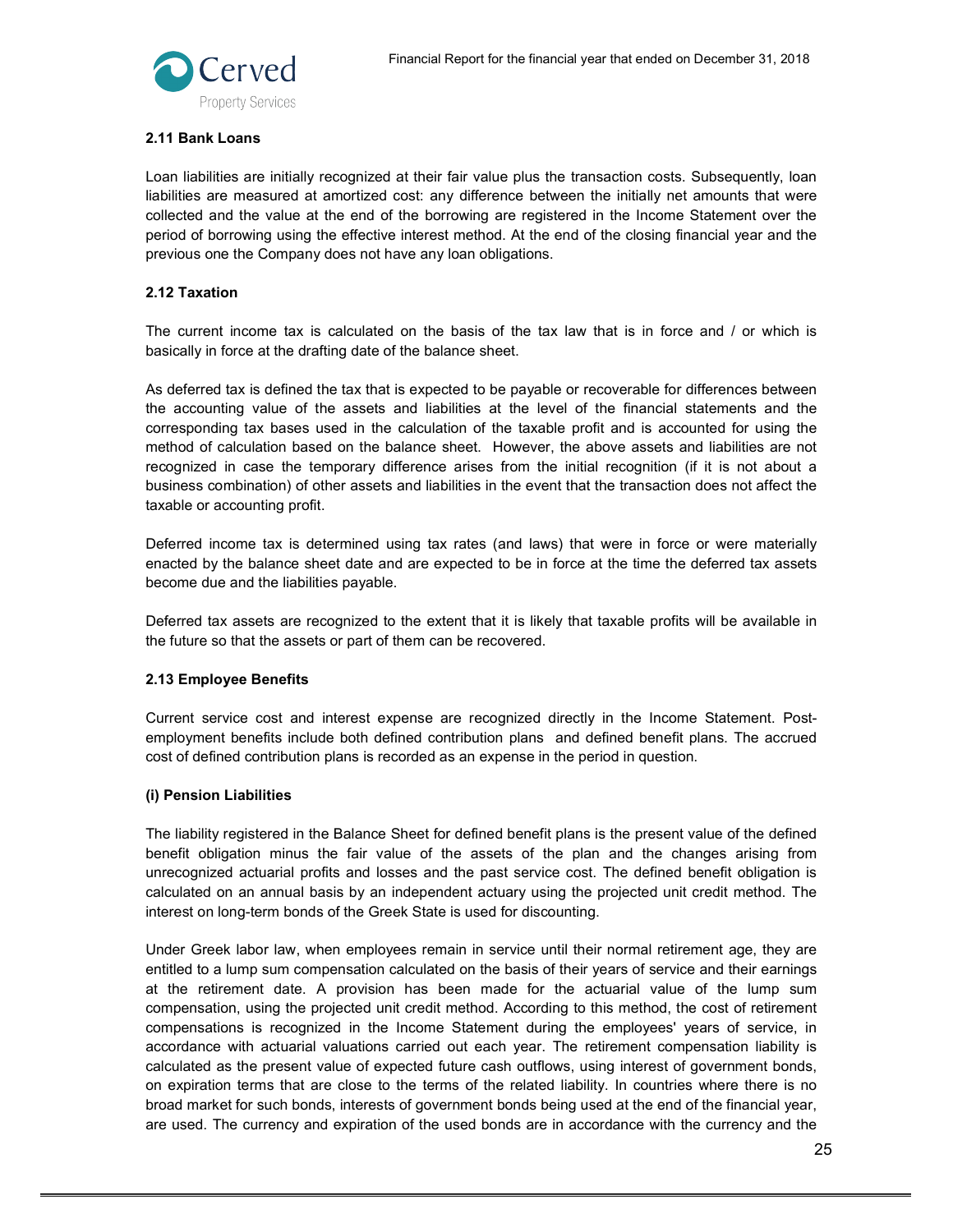### 2.11 Bank Loans

Loan liabilities are initially recognized at their fair value plus the transaction costs. Subsequently, loan liabilities are measured at amortized cost: any difference between the initially net amounts that were collected and the value at the end of the borrowing are registered in the Income Statement over the period of borrowing using the effective interest method. At the end of the closing financial year and the previous one the Company does not have any loan obligations.

### 2.12 Taxation

The current income tax is calculated on the basis of the tax law that is in force and / or which is basically in force at the drafting date of the balance sheet.

As deferred tax is defined the tax that is expected to be payable or recoverable for differences between the accounting value of the assets and liabilities at the level of the financial statements and the corresponding tax bases used in the calculation of the taxable profit and is accounted for using the method of calculation based on the balance sheet. However, the above assets and liabilities are not recognized in case the temporary difference arises from the initial recognition (if it is not about a business combination) of other assets and liabilities in the event that the transaction does not affect the taxable or accounting profit.

Deferred income tax is determined using tax rates (and laws) that were in force or were materially enacted by the balance sheet date and are expected to be in force at the time the deferred tax assets become due and the liabilities payable.

Deferred tax assets are recognized to the extent that it is likely that taxable profits will be available in the future so that the assets or part of them can be recovered.

### 2.13 Employee Benefits

Current service cost and interest expense are recognized directly in the Income Statement. Post-employment benefits include both defined contribution plans and defined benefit plans. The accrued cost of defined contribution plans is recorded as an expense in the period in question.

#### (i) Pension Liabilities

The liability registered in the Balance Sheet for defined benefit plans is the present value of the defined benefit obligation minus the fair value of the assets of the plan and the changes arising from unrecognized actuarial profits and losses and the past service cost. The defined benefit obligation is calculated on an annual basis by an independent actuary using the projected unit credit method. The interest on long-term bonds of the Greek State is used for discounting.

Under Greek labor law, when employees remain in service until their normal retirement age, they are entitled to a lump sum compensation calculated on the basis of their years of service and their earnings at the retirement date. A provision has been made for the actuarial value of the lump sum compensation, using the projected unit credit method. According to this method, the cost of retirement compensations is recognized in the Income Statement during the employees' years of service, in accordance with actuarial valuations carried out each year. The retirement compensation liability is calculated as the present value of expected future cash outflows, using interest of government bonds, on expiration terms that are close to the terms of the related liability. In countries where there is no broad market for such bonds, interests of government bonds being used at the end of the financial year, are used. The currency and expiration of the used bonds are in accordance with the currency and the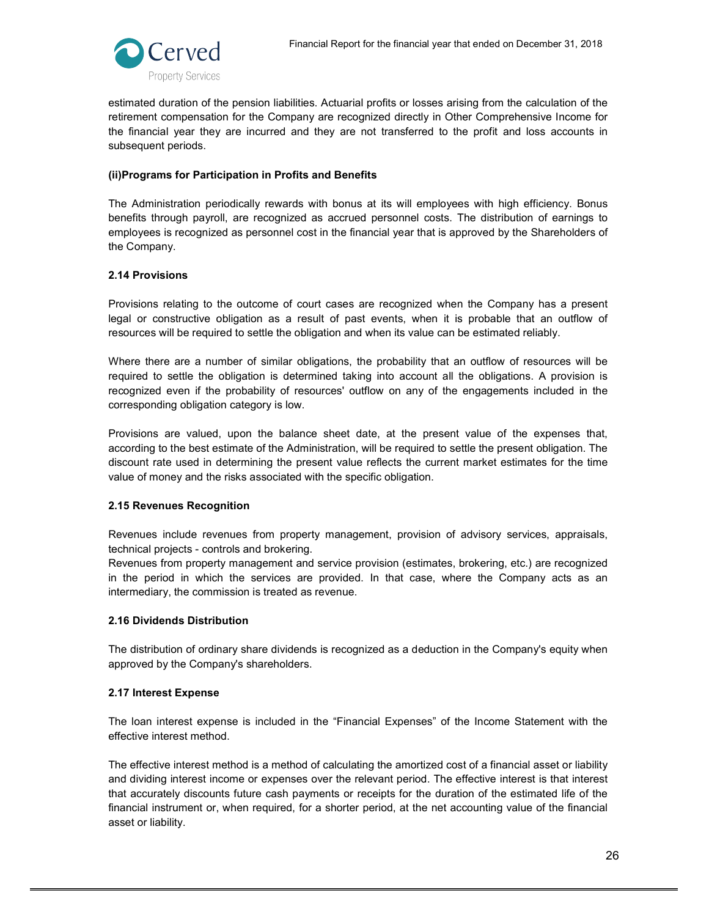estimated duration of the pension liabilities. Actuarial profits or losses arising from the calculation of the retirement compensation for the Company are recognized directly in Other Comprehensive Income for the financial year they are incurred and they are not transferred to the profit and loss accounts in subsequent periods.

**(ii)Programs for Participation in Profits and Benefits**

The Administration periodically rewards with bonus at its will employees with high efficiency. Bonus benefits through payroll, are recognized as accrued personnel costs. The distribution of earnings to employees is recognized as personnel cost in the financial year that is approved by the Shareholders of the Company.

**2.14 Provisions**

Provisions relating to the outcome of court cases are recognized when the Company has a present legal or constructive obligation as a result of past events, when it is probable that an outflow of resources will be required to settle the obligation and when its value can be estimated reliably.

Where there are a number of similar obligations, the probability that an outflow of resources will be required to settle the obligation is determined taking into account all the obligations. A provision is recognized even if the probability of resources' outflow on any of the engagements included in the corresponding obligation category is low.

Provisions are valued, upon the balance sheet date, at the present value of the expenses that, according to the best estimate of the Administration, will be required to settle the present obligation. The discount rate used in determining the present value reflects the current market estimates for the time value of money and the risks associated with the specific obligation.

**2.15 Revenues Recognition**

Revenues include revenues from property management, provision of advisory services, appraisals, technical projects - controls and brokering.
Revenues from property management and service provision (estimates, brokering, etc.) are recognized in the period in which the services are provided. In that case, where the Company acts as an intermediary, the commission is treated as revenue.

**2.16 Dividends Distribution**

The distribution of ordinary share dividends is recognized as a deduction in the Company's equity when approved by the Company's shareholders.

**2.17 Interest Expense**

The loan interest expense is included in the "Financial Expenses" of the Income Statement with the effective interest method.

The effective interest method is a method of calculating the amortized cost of a financial asset or liability and dividing interest income or expenses over the relevant period. The effective interest is that interest that accurately discounts future cash payments or receipts for the duration of the estimated life of the financial instrument or, when required, for a shorter period, at the net accounting value of the financial asset or liability.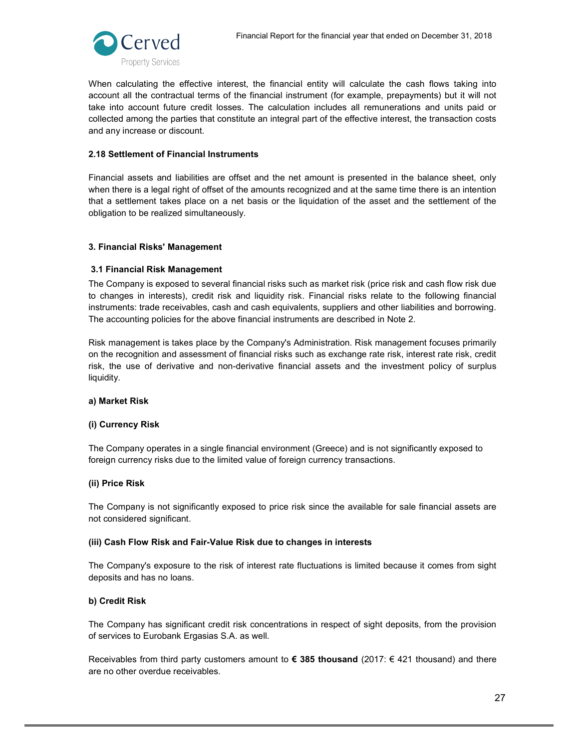When calculating the effective interest, the financial entity will calculate the cash flows taking into account all the contractual terms of the financial instrument (for example, prepayments) but it will not take into account future credit losses. The calculation includes all remunerations and units paid or collected among the parties that constitute an integral part of the effective interest, the transaction costs and any increase or discount.

**2.18 Settlement of Financial Instruments**

Financial assets and liabilities are offset and the net amount is presented in the balance sheet, only when there is a legal right of offset of the amounts recognized and at the same time there is an intention that a settlement takes place on a net basis or the liquidation of the asset and the settlement of the obligation to be realized simultaneously.

## 3. Financial Risks' Management

### 3.1 Financial Risk Management

The Company is exposed to several financial risks such as market risk (price risk and cash flow risk due to changes in interests), credit risk and liquidity risk. Financial risks relate to the following financial instruments: trade receivables, cash and cash equivalents, suppliers and other liabilities and borrowing. The accounting policies for the above financial instruments are described in Note 2.

Risk management is takes place by the Company's Administration. Risk management focuses primarily on the recognition and assessment of financial risks such as exchange rate risk, interest rate risk, credit risk, the use of derivative and non-derivative financial assets and the investment policy of surplus liquidity.

**a) Market Risk**

**(i) Currency Risk**

The Company operates in a single financial environment (Greece) and is not significantly exposed to foreign currency risks due to the limited value of foreign currency transactions.

**(ii) Price Risk**

The Company is not significantly exposed to price risk since the available for sale financial assets are not considered significant.

**(iii) Cash Flow Risk and Fair-Value Risk due to changes in interests**

The Company's exposure to the risk of interest rate fluctuations is limited because it comes from sight deposits and has no loans.

**b) Credit Risk**

The Company has significant credit risk concentrations in respect of sight deposits, from the provision of services to Eurobank Ergasias S.A. as well.

Receivables from third party customers amount to **€ 385 thousand** (2017: € 421 thousand) and there are no other overdue receivables.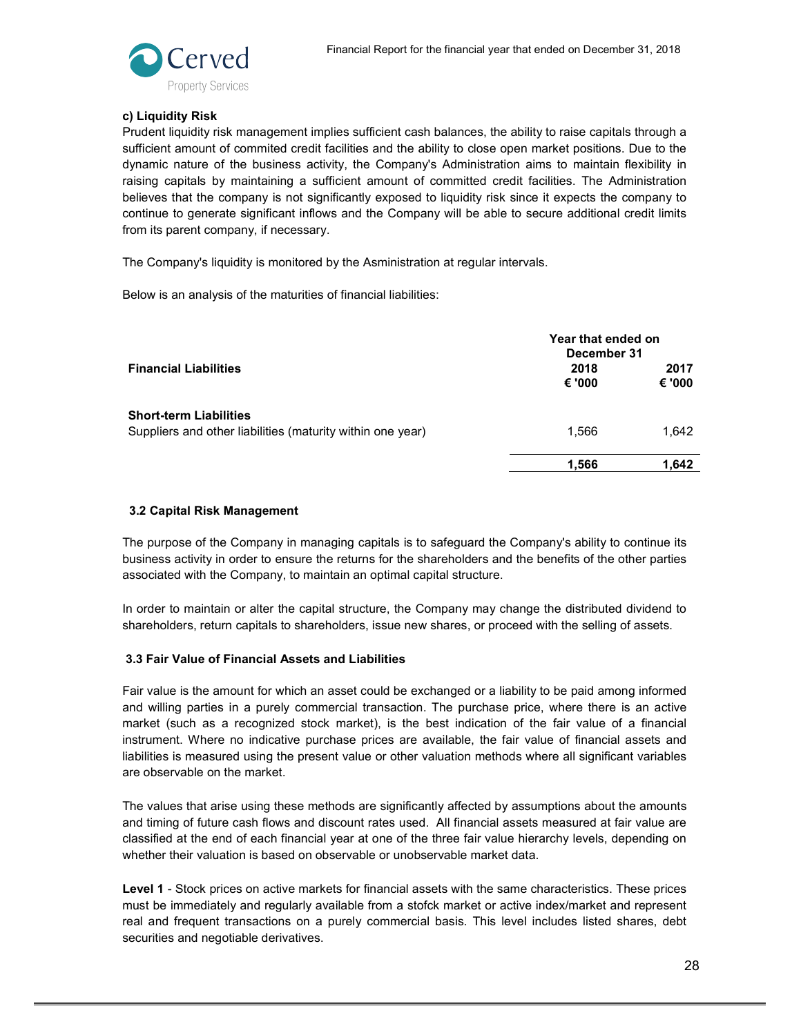#### c) Liquidity Risk

Prudent liquidity risk management implies sufficient cash balances, the ability to raise capitals through a sufficient amount of commited credit facilities and the ability to close open market positions. Due to the dynamic nature of the business activity, the Company's Administration aims to maintain flexibility in raising capitals by maintaining a sufficient amount of committed credit facilities. The Administration believes that the company is not significantly exposed to liquidity risk since it expects the company to continue to generate significant inflows and the Company will be able to secure additional credit limits from its parent company, if necessary.

The Company's liquidity is monitored by the Asministration at regular intervals.

Below is an analysis of the maturities of financial liabilities:

| Financial Liabilities | Year that ended on December 31 2018 € '000 | 2017 € '000 |
|---|---|---|
| **Short-term Liabilities** | | |
| Suppliers and other liabilities (maturity within one year) | 1,566 | 1,642 |
| | **1,566** | **1,642** |

### 3.2 Capital Risk Management

The purpose of the Company in managing capitals is to safeguard the Company's ability to continue its business activity in order to ensure the returns for the shareholders and the benefits of the other parties associated with the Company, to maintain an optimal capital structure.

In order to maintain or alter the capital structure, the Company may change the distributed dividend to shareholders, return capitals to shareholders, issue new shares, or proceed with the selling of assets.

### 3.3 Fair Value of Financial Assets and Liabilities

Fair value is the amount for which an asset could be exchanged or a liability to be paid among informed and willing parties in a purely commercial transaction. The purchase price, where there is an active market (such as a recognized stock market), is the best indication of the fair value of a financial instrument. Where no indicative purchase prices are available, the fair value of financial assets and liabilities is measured using the present value or other valuation methods where all significant variables are observable on the market.

The values that arise using these methods are significantly affected by assumptions about the amounts and timing of future cash flows and discount rates used. All financial assets measured at fair value are classified at the end of each financial year at one of the three fair value hierarchy levels, depending on whether their valuation is based on observable or unobservable market data.

**Level 1** - Stock prices on active markets for financial assets with the same characteristics. These prices must be immediately and regularly available from a stofck market or active index/market and represent real and frequent transactions on a purely commercial basis. This level includes listed shares, debt securities and negotiable derivatives.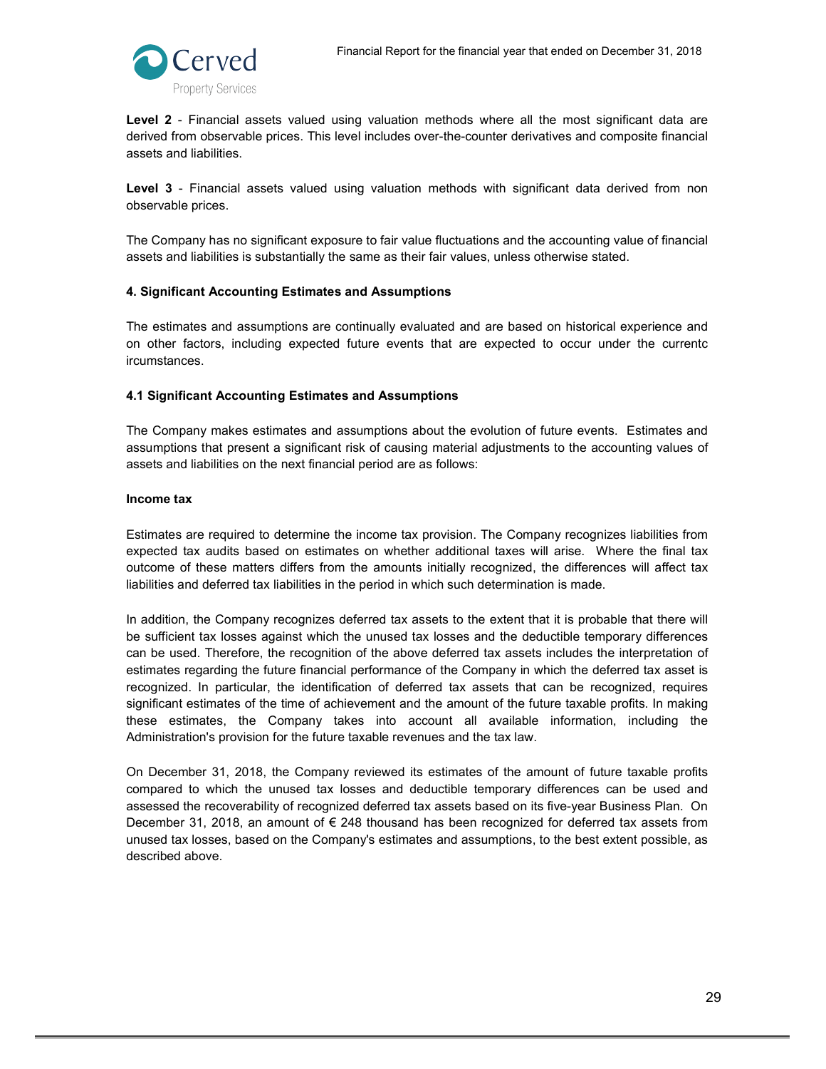**Level 2** - Financial assets valued using valuation methods where all the most significant data are derived from observable prices. This level includes over-the-counter derivatives and composite financial assets and liabilities.

**Level 3** - Financial assets valued using valuation methods with significant data derived from non observable prices.

The Company has no significant exposure to fair value fluctuations and the accounting value of financial assets and liabilities is substantially the same as their fair values, unless otherwise stated.

### 4. Significant Accounting Estimates and Assumptions

The estimates and assumptions are continually evaluated and are based on historical experience and on other factors, including expected future events that are expected to occur under the currentc ircumstances.

### 4.1 Significant Accounting Estimates and Assumptions

The Company makes estimates and assumptions about the evolution of future events. Estimates and assumptions that present a significant risk of causing material adjustments to the accounting values of assets and liabilities on the next financial period are as follows:

#### Income tax

Estimates are required to determine the income tax provision. The Company recognizes liabilities from expected tax audits based on estimates on whether additional taxes will arise. Where the final tax outcome of these matters differs from the amounts initially recognized, the differences will affect tax liabilities and deferred tax liabilities in the period in which such determination is made.

In addition, the Company recognizes deferred tax assets to the extent that it is probable that there will be sufficient tax losses against which the unused tax losses and the deductible temporary differences can be used. Therefore, the recognition of the above deferred tax assets includes the interpretation of estimates regarding the future financial performance of the Company in which the deferred tax asset is recognized. In particular, the identification of deferred tax assets that can be recognized, requires significant estimates of the time of achievement and the amount of the future taxable profits. In making these estimates, the Company takes into account all available information, including the Administration's provision for the future taxable revenues and the tax law.

On December 31, 2018, the Company reviewed its estimates of the amount of future taxable profits compared to which the unused tax losses and deductible temporary differences can be used and assessed the recoverability of recognized deferred tax assets based on its five-year Business Plan. On December 31, 2018, an amount of € 248 thousand has been recognized for deferred tax assets from unused tax losses, based on the Company's estimates and assumptions, to the best extent possible, as described above.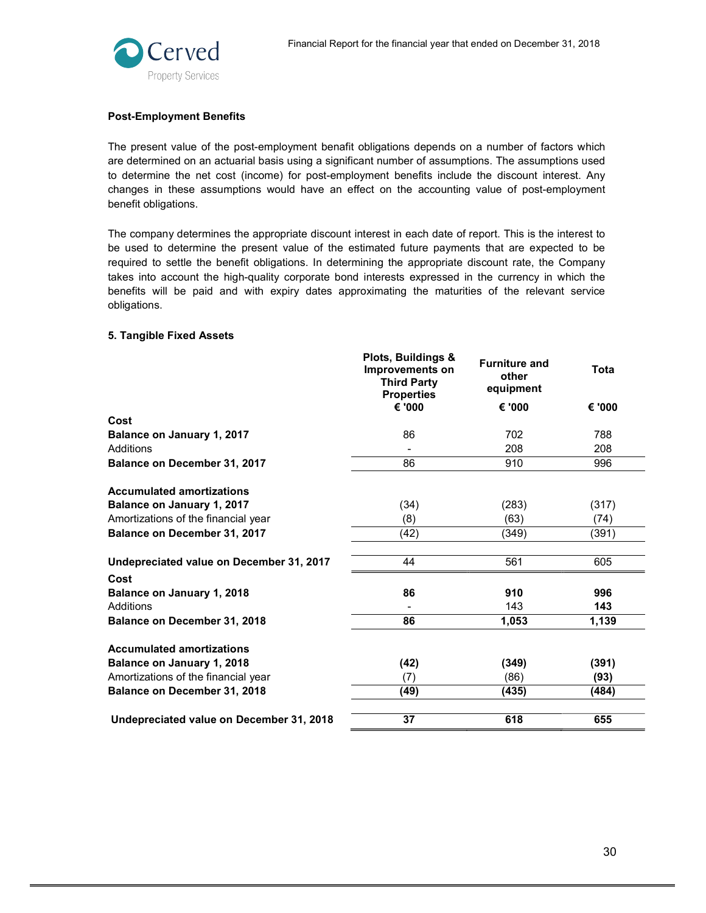**Post-Employment Benefits**

The present value of the post-employment benafit obligations depends on a number of factors which are determined on an actuarial basis using a significant number of assumptions. The assumptions used to determine the net cost (income) for post-employment benefits include the discount interest. Any changes in these assumptions would have an effect on the accounting value of post-employment benefit obligations.

The company determines the appropriate discount interest in each date of report. This is the interest to be used to determine the present value of the estimated future payments that are expected to be required to settle the benefit obligations. In determining the appropriate discount rate, the Company takes into account the high-quality corporate bond interests expressed in the currency in which the benefits will be paid and with expiry dates approximating the maturities of the relevant service obligations.

**5. Tangible Fixed Assets**

| | Plots, Buildings & Improvements on Third Party Properties | Furniture and other equipment | Tota |
|---|---|---|---|
| | € '000 | € '000 | € '000 |
| **Cost** | | | |
| **Balance on January 1, 2017** | 86 | 702 | 788 |
| Additions | - | 208 | 208 |
| **Balance on December 31, 2017** | 86 | 910 | 996 |
| **Accumulated amortizations** | | | |
| **Balance on January 1, 2017** | (34) | (283) | (317) |
| Amortizations of the financial year | (8) | (63) | (74) |
| **Balance on December 31, 2017** | (42) | (349) | (391) |
| **Undepreciated value on December 31, 2017** | 44 | 561 | 605 |
| **Cost** | | | |
| **Balance on January 1, 2018** | **86** | **910** | **996** |
| Additions | - | 143 | **143** |
| **Balance on December 31, 2018** | **86** | **1,053** | **1,139** |
| **Accumulated amortizations** | | | |
| **Balance on January 1, 2018** | **(42)** | **(349)** | **(391)** |
| Amortizations of the financial year | (7) | (86) | **(93)** |
| **Balance on December 31, 2018** | **(49)** | **(435)** | **(484)** |
| **Undepreciated value on December 31, 2018** | **37** | **618** | **655** |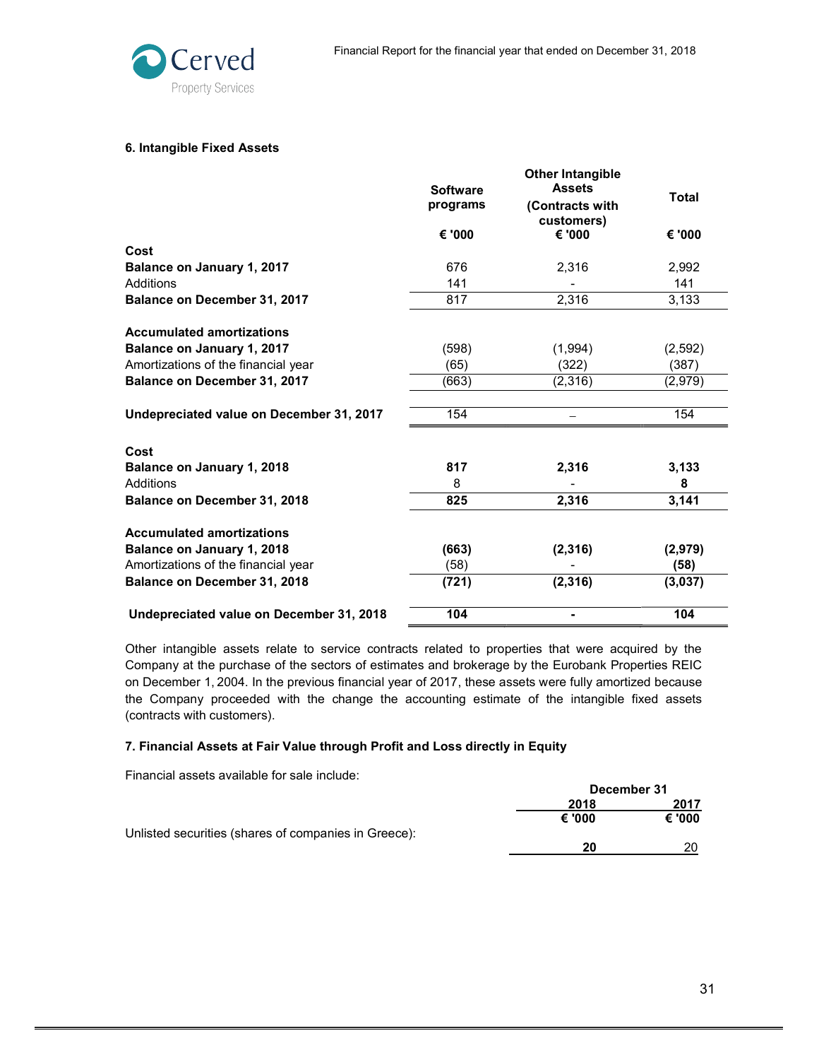### 6. Intangible Fixed Assets

| | Software programs | Other Intangible Assets (Contracts with customers) | Total |
|---|---|---|---|
| | € '000 | € '000 | € '000 |
| **Cost** | | | |
| **Balance on January 1, 2017** | 676 | 2,316 | 2,992 |
| Additions | 141 | - | 141 |
| **Balance on December 31, 2017** | 817 | 2,316 | 3,133 |
| | | | |
| **Accumulated amortizations** | | | |
| **Balance on January 1, 2017** | (598) | (1,994) | (2,592) |
| Amortizations of the financial year | (65) | (322) | (387) |
| **Balance on December 31, 2017** | (663) | (2,316) | (2,979) |
| | | | |
| **Undepreciated value on December 31, 2017** | 154 | – | 154 |
| | | | |
| **Cost** | | | |
| **Balance on January 1, 2018** | **817** | **2,316** | **3,133** |
| Additions | 8 | - | **8** |
| **Balance on December 31, 2018** | **825** | **2,316** | **3,141** |
| | | | |
| **Accumulated amortizations** | | | |
| **Balance on January 1, 2018** | **(663)** | **(2,316)** | **(2,979)** |
| Amortizations of the financial year | (58) | - | **(58)** |
| **Balance on December 31, 2018** | **(721)** | **(2,316)** | **(3,037)** |
| | | | |
| **Undepreciated value on December 31, 2018** | **104** | **-** | **104** |

Other intangible assets relate to service contracts related to properties that were acquired by the Company at the purchase of the sectors of estimates and brokerage by the Eurobank Properties REIC on December 1, 2004. In the previous financial year of 2017, these assets were fully amortized because the Company proceeded with the change the accounting estimate of the intangible fixed assets (contracts with customers).

### 7. Financial Assets at Fair Value through Profit and Loss directly in Equity

Financial assets available for sale include:

| | December 31 | |
|---|---|---|
| | 2018 | 2017 |
| | € '000 | € '000 |
| Unlisted securities (shares of companies in Greece): | **20** | 20 |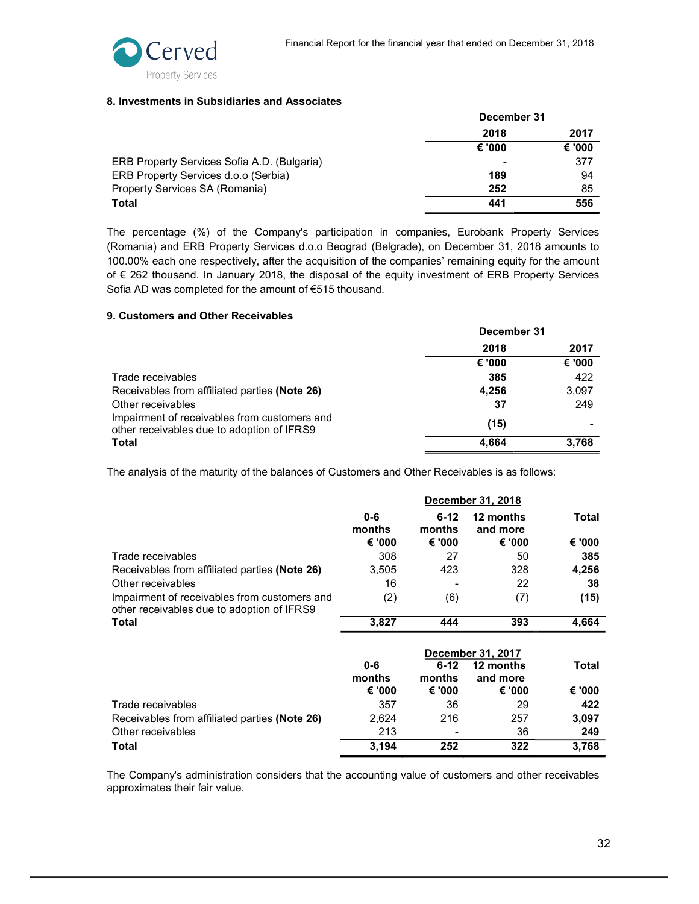## 8. Investments in Subsidiaries and Associates

| | December 31 | |
|---|---|---|
| | **2018** | **2017** |
| | **€ '000** | **€ '000** |
| ERB Property Services Sofia A.D. (Bulgaria) | **-** | 377 |
| ERB Property Services d.o.o (Serbia) | **189** | 94 |
| Property Services SA (Romania) | **252** | 85 |
| **Total** | **441** | **556** |

The percentage (%) of the Company's participation in companies, Eurobank Property Services (Romania) and ERB Property Services d.o.o Beograd (Belgrade), on December 31, 2018 amounts to 100.00% each one respectively, after the acquisition of the companies' remaining equity for the amount of € 262 thousand. In January 2018, the disposal of the equity investment of ERB Property Services Sofia AD was completed for the amount of €515 thousand.

## 9. Customers and Other Receivables

| | December 31 | |
|---|---|---|
| | **2018** | **2017** |
| | **€ '000** | **€ '000** |
| Trade receivables | **385** | 422 |
| Receivables from affiliated parties **(Note 26)** | **4,256** | 3,097 |
| Other receivables | **37** | 249 |
| Impairment of receivables from customers and other receivables due to adoption of IFRS9 | **(15)** | - |
| **Total** | **4,664** | **3,768** |

The analysis of the maturity of the balances of Customers and Other Receivables is as follows:

| | December 31, 2018 | | | |
|---|---|---|---|---|
| | **0-6 months** | **6-12 months** | **12 months and more** | **Total** |
| | **€ '000** | **€ '000** | **€ '000** | **€ '000** |
| Trade receivables | 308 | 27 | 50 | **385** |
| Receivables from affiliated parties **(Note 26)** | 3,505 | 423 | 328 | **4,256** |
| Other receivables | 16 | - | 22 | **38** |
| Impairment of receivables from customers and other receivables due to adoption of IFRS9 | (2) | (6) | (7) | **(15)** |
| **Total** | **3,827** | **444** | **393** | **4,664** |

| | December 31, 2017 | | | |
|---|---|---|---|---|
| | **0-6 months** | **6-12 months** | **12 months and more** | **Total** |
| | **€ '000** | **€ '000** | **€ '000** | **€ '000** |
| Trade receivables | 357 | 36 | 29 | **422** |
| Receivables from affiliated parties **(Note 26)** | 2,624 | 216 | 257 | **3,097** |
| Other receivables | 213 | - | 36 | **249** |
| **Total** | **3,194** | **252** | **322** | **3,768** |

The Company's administration considers that the accounting value of customers and other receivables approximates their fair value.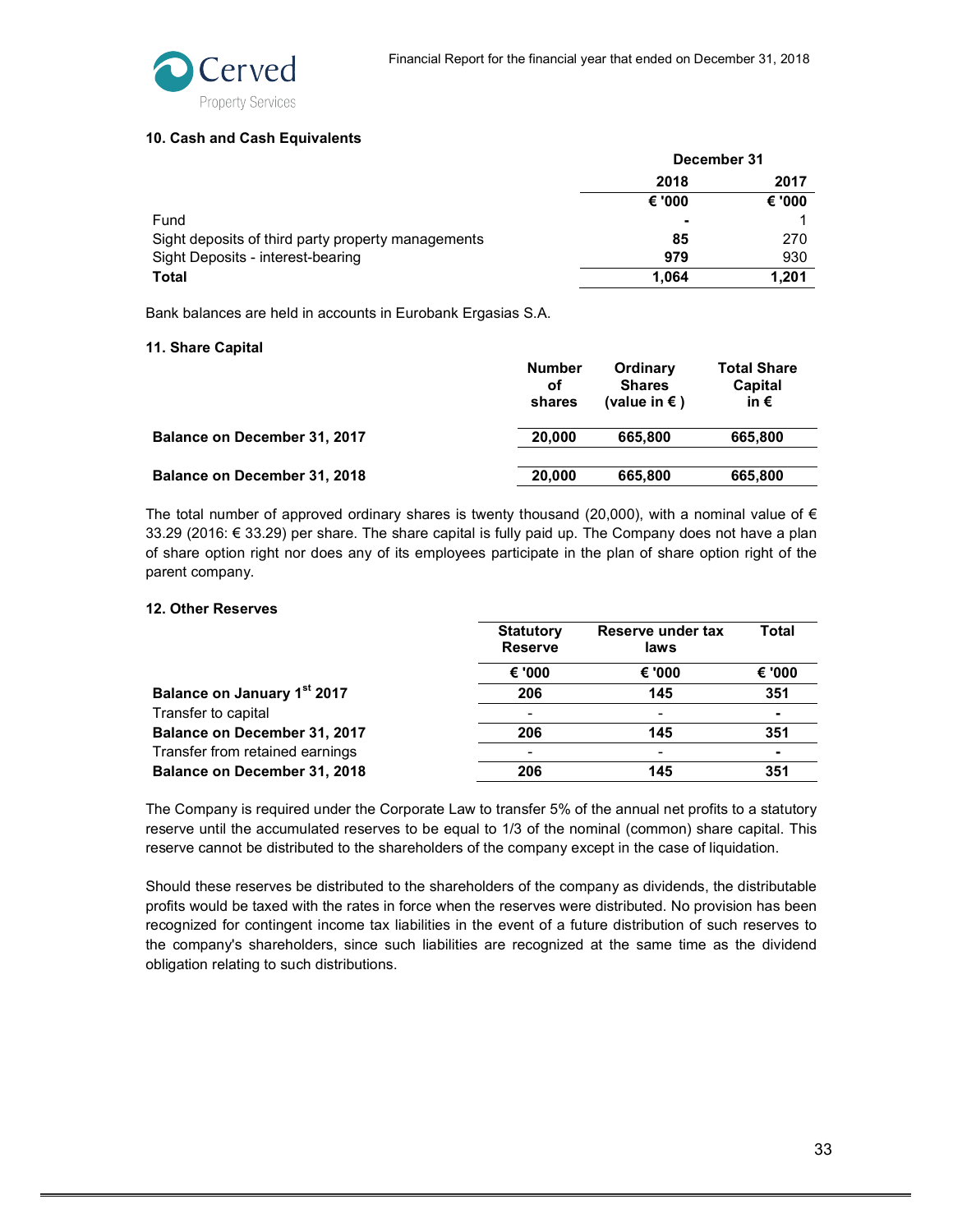### 10. Cash and Cash Equivalents

| | December 31 | |
|---|---|---|
| | 2018 | 2017 |
| | € '000 | € '000 |
| Fund | - | 1 |
| Sight deposits of third party property managements | 85 | 270 |
| Sight Deposits - interest-bearing | 979 | 930 |
| **Total** | **1,064** | **1,201** |

Bank balances are held in accounts in Eurobank Ergasias S.A.

### 11. Share Capital

| | Number of shares | Ordinary Shares (value in € ) | Total Share Capital in € |
|---|---|---|---|
| **Balance on December 31, 2017** | **20,000** | **665,800** | **665,800** |
| **Balance on December 31, 2018** | **20,000** | **665,800** | **665,800** |

The total number of approved ordinary shares is twenty thousand (20,000), with a nominal value of € 33.29 (2016: € 33.29) per share. The share capital is fully paid up. The Company does not have a plan of share option right nor does any of its employees participate in the plan of share option right of the parent company.

### 12. Other Reserves

| | Statutory Reserve | Reserve under tax laws | Total |
|---|---|---|---|
| | € '000 | € '000 | € '000 |
| **Balance on January 1st 2017** | **206** | **145** | **351** |
| Transfer to capital | - | - | - |
| **Balance on December 31, 2017** | **206** | **145** | **351** |
| Transfer from retained earnings | - | - | - |
| **Balance on December 31, 2018** | **206** | **145** | **351** |

The Company is required under the Corporate Law to transfer 5% of the annual net profits to a statutory reserve until the accumulated reserves to be equal to 1/3 of the nominal (common) share capital. This reserve cannot be distributed to the shareholders of the company except in the case of liquidation.

Should these reserves be distributed to the shareholders of the company as dividends, the distributable profits would be taxed with the rates in force when the reserves were distributed. No provision has been recognized for contingent income tax liabilities in the event of a future distribution of such reserves to the company's shareholders, since such liabilities are recognized at the same time as the dividend obligation relating to such distributions.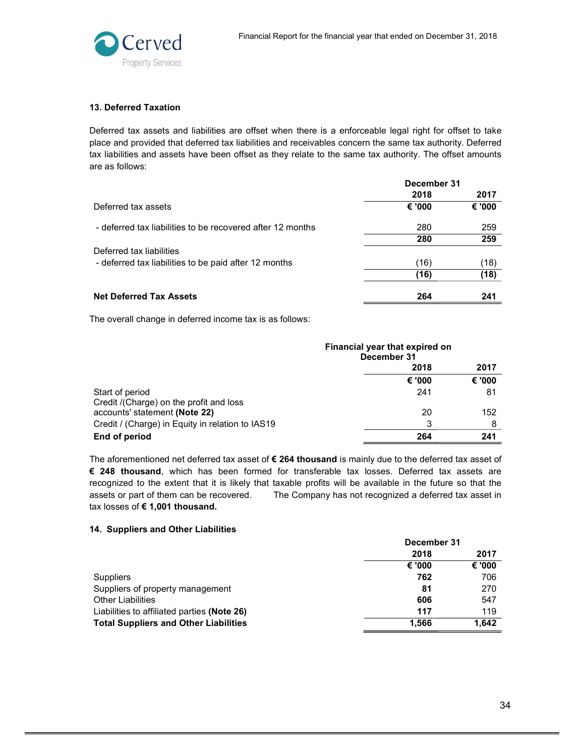### 13. Deferred Taxation

Deferred tax assets and liabilities are offset when there is a enforceable legal right for offset to take place and provided that deferred tax liabilities and receivables concern the same tax authority. Deferred tax liabilities and assets have been offset as they relate to the same tax authority. The offset amounts are as follows:

| | December 31 | |
|---|---|---|
| | 2018 | 2017 |
| Deferred tax assets | € '000 | € '000 |
| - deferred tax liabilities to be recovered after 12 months | 280 | 259 |
| | **280** | **259** |
| Deferred tax liabilities | | |
| - deferred tax liabilities to be paid after 12 months | (16) | (18) |
| | **(16)** | **(18)** |
| **Net Deferred Tax Assets** | **264** | **241** |

The overall change in deferred income tax is as follows:

| | Financial year that expired on December 31 | |
|---|---|---|
| | 2018 | 2017 |
| | € '000 | € '000 |
| Start of period | 241 | 81 |
| Credit /(Charge) on the profit and loss accounts' statement **(Note 22)** | 20 | 152 |
| Credit / (Charge) in Equity in relation to IAS19 | 3 | 8 |
| **End of period** | **264** | **241** |

The aforementioned net deferred tax asset of **€ 264 thousand** is mainly due to the deferred tax asset of **€ 248 thousand**, which has been formed for transferable tax losses. Deferred tax assets are recognized to the extent that it is likely that taxable profits will be available in the future so that the assets or part of them can be recovered. The Company has not recognized a deferred tax asset in tax losses of **€ 1,001 thousand.**

### 14. Suppliers and Other Liabilities

| | December 31 | |
|---|---|---|
| | 2018 | 2017 |
| | € '000 | € '000 |
| Suppliers | **762** | 706 |
| Suppliers of property management | **81** | 270 |
| Other Liabilities | **606** | 547 |
| Liabilities to affiliated parties **(Note 26)** | **117** | 119 |
| **Total Suppliers and Other Liabilities** | **1,566** | **1,642** |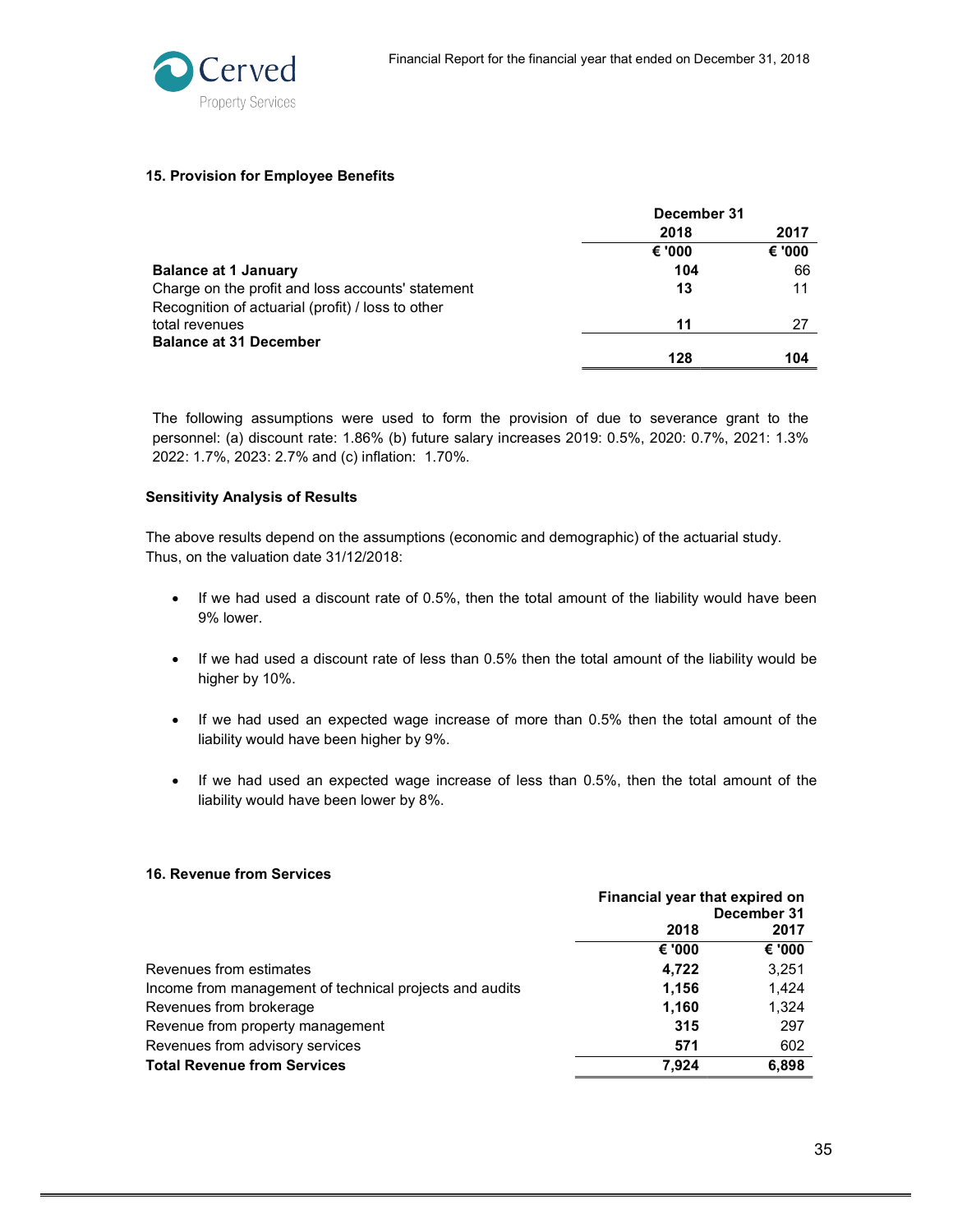### 15. Provision for Employee Benefits

| | December 31 | |
|---|---|---|
| | **2018** | **2017** |
| | **€ '000** | **€ '000** |
| **Balance at 1 January** | **104** | 66 |
| Charge on the profit and loss accounts' statement | **13** | 11 |
| Recognition of actuarial (profit) / loss to other total revenues | **11** | 27 |
| **Balance at 31 December** | **128** | **104** |

The following assumptions were used to form the provision of due to severance grant to the personnel: (a) discount rate: 1.86% (b) future salary increases 2019: 0.5%, 2020: 0.7%, 2021: 1.3% 2022: 1.7%, 2023: 2.7% and (c) inflation: 1.70%.

#### Sensitivity Analysis of Results

The above results depend on the assumptions (economic and demographic) of the actuarial study. Thus, on the valuation date 31/12/2018:

- If we had used a discount rate of 0.5%, then the total amount of the liability would have been 9% lower.
- If we had used a discount rate of less than 0.5% then the total amount of the liability would be higher by 10%.
- If we had used an expected wage increase of more than 0.5% then the total amount of the liability would have been higher by 9%.
- If we had used an expected wage increase of less than 0.5%, then the total amount of the liability would have been lower by 8%.

### 16. Revenue from Services

| | Financial year that expired on December 31 | |
|---|---|---|
| | **2018** | **2017** |
| | **€ '000** | **€ '000** |
| Revenues from estimates | **4,722** | 3,251 |
| Income from management of technical projects and audits | **1,156** | 1,424 |
| Revenues from brokerage | **1,160** | 1,324 |
| Revenue from property management | **315** | 297 |
| Revenues from advisory services | **571** | 602 |
| **Total Revenue from Services** | **7,924** | **6,898** |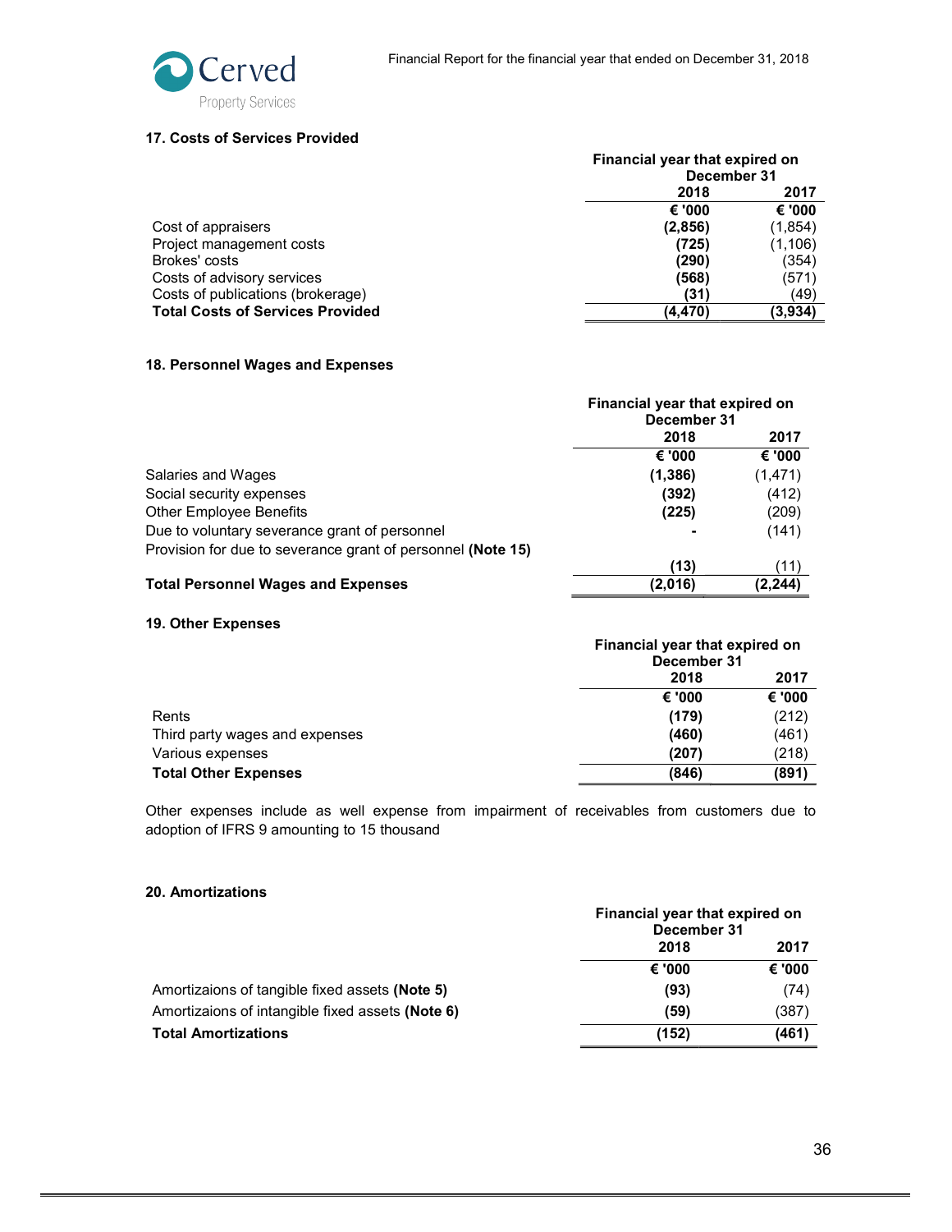## 17. Costs of Services Provided

| | Financial year that expired on December 31 | |
|---|---|---|
| | 2018 | 2017 |
| | € '000 | € '000 |
| Cost of appraisers | (2,856) | (1,854) |
| Project management costs | (725) | (1,106) |
| Brokes' costs | (290) | (354) |
| Costs of advisory services | (568) | (571) |
| Costs of publications (brokerage) | (31) | (49) |
| **Total Costs of Services Provided** | **(4,470)** | **(3,934)** |

## 18. Personnel Wages and Expenses

| | Financial year that expired on December 31 | |
|---|---|---|
| | 2018 | 2017 |
| | € '000 | € '000 |
| Salaries and Wages | (1,386) | (1,471) |
| Social security expenses | (392) | (412) |
| Other Employee Benefits | (225) | (209) |
| Due to voluntary severance grant of personnel | - | (141) |
| Provision for due to severance grant of personnel **(Note 15)** | (13) | (11) |
| **Total Personnel Wages and Expenses** | **(2,016)** | **(2,244)** |

## 19. Other Expenses

| | Financial year that expired on December 31 | |
|---|---|---|
| | 2018 | 2017 |
| | € '000 | € '000 |
| Rents | (179) | (212) |
| Third party wages and expenses | (460) | (461) |
| Various expenses | (207) | (218) |
| **Total Other Expenses** | **(846)** | **(891)** |

Other expenses include as well expense from impairment of receivables from customers due to adoption of IFRS 9 amounting to 15 thousand

## 20. Amortizations

| | Financial year that expired on December 31 | |
|---|---|---|
| | 2018 | 2017 |
| | € '000 | € '000 |
| Amortizaions of tangible fixed assets **(Note 5)** | (93) | (74) |
| Amortizaions of intangible fixed assets **(Note 6)** | (59) | (387) |
| **Total Amortizations** | **(152)** | **(461)** |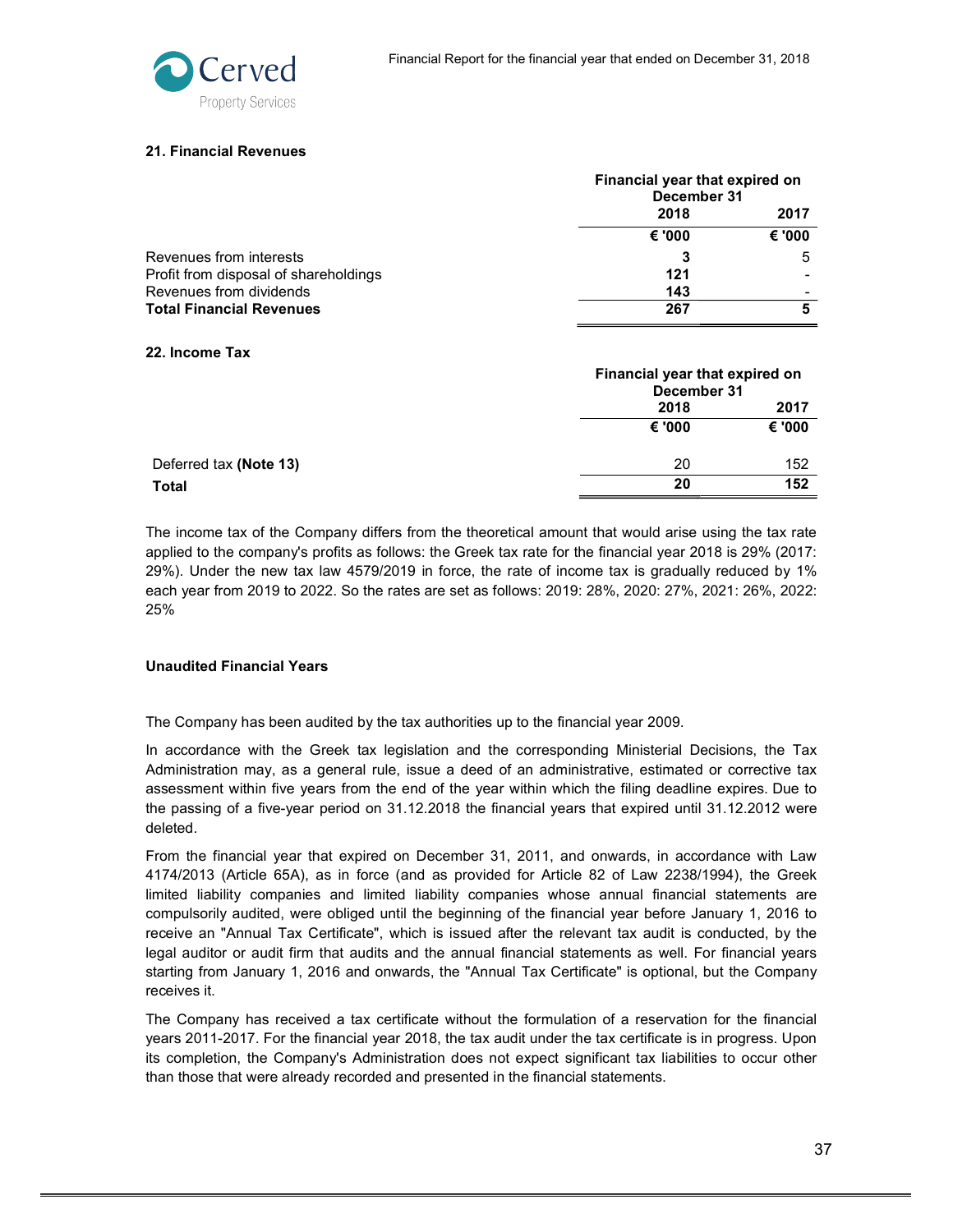### 21. Financial Revenues

| | Financial year that expired on December 31 | |
|---|---|---|
| | **2018** | **2017** |
| | **€ '000** | **€ '000** |
| Revenues from interests | **3** | 5 |
| Profit from disposal of shareholdings | **121** | - |
| Revenues from dividends | **143** | - |
| **Total Financial Revenues** | **267** | **5** |

### 22. Income Tax

| | Financial year that expired on December 31 | |
|---|---|---|
| | **2018** | **2017** |
| | **€ '000** | **€ '000** |
| Deferred tax **(Note 13)** | 20 | 152 |
| **Total** | **20** | **152** |

The income tax of the Company differs from the theoretical amount that would arise using the tax rate applied to the company's profits as follows: the Greek tax rate for the financial year 2018 is 29% (2017: 29%). Under the new tax law 4579/2019 in force, the rate of income tax is gradually reduced by 1% each year from 2019 to 2022. So the rates are set as follows: 2019: 28%, 2020: 27%, 2021: 26%, 2022: 25%

**Unaudited Financial Years**

The Company has been audited by the tax authorities up to the financial year 2009.

In accordance with the Greek tax legislation and the corresponding Ministerial Decisions, the Tax Administration may, as a general rule, issue a deed of an administrative, estimated or corrective tax assessment within five years from the end of the year within which the filing deadline expires. Due to the passing of a five-year period on 31.12.2018 the financial years that expired until 31.12.2012 were deleted.

From the financial year that expired on December 31, 2011, and onwards, in accordance with Law 4174/2013 (Article 65A), as in force (and as provided for Article 82 of Law 2238/1994), the Greek limited liability companies and limited liability companies whose annual financial statements are compulsorily audited, were obliged until the beginning of the financial year before January 1, 2016 to receive an "Annual Tax Certificate", which is issued after the relevant tax audit is conducted, by the legal auditor or audit firm that audits and the annual financial statements as well. For financial years starting from January 1, 2016 and onwards, the "Annual Tax Certificate" is optional, but the Company receives it.

The Company has received a tax certificate without the formulation of a reservation for the financial years 2011-2017. For the financial year 2018, the tax audit under the tax certificate is in progress. Upon its completion, the Company's Administration does not expect significant tax liabilities to occur other than those that were already recorded and presented in the financial statements.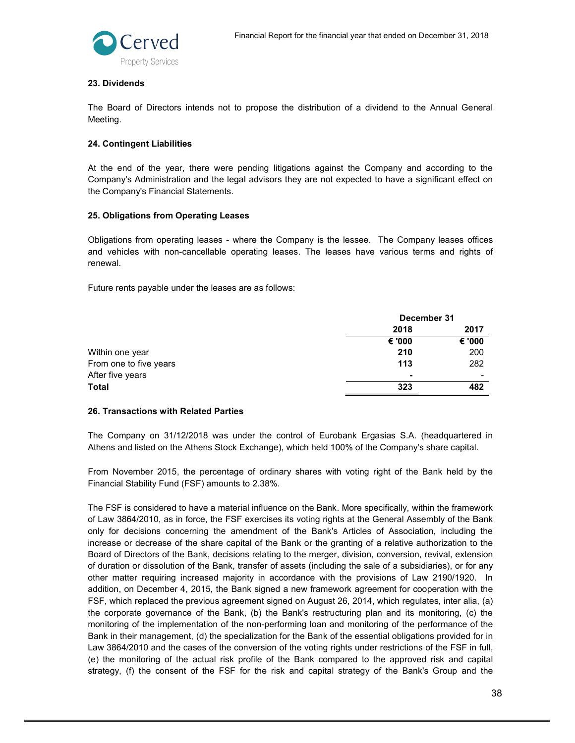## 23. Dividends

The Board of Directors intends not to propose the distribution of a dividend to the Annual General Meeting.

## 24. Contingent Liabilities

At the end of the year, there were pending litigations against the Company and according to the Company's Administration and the legal advisors they are not expected to have a significant effect on the Company's Financial Statements.

## 25. Obligations from Operating Leases

Obligations from operating leases - where the Company is the lessee. The Company leases offices and vehicles with non-cancellable operating leases. The leases have various terms and rights of renewal.

Future rents payable under the leases are as follows:

| | December 31 | |
|---|---|---|
| | **2018** | **2017** |
| | **€ '000** | **€ '000** |
| Within one year | **210** | 200 |
| From one to five years | **113** | 282 |
| After five years | **-** | - |
| **Total** | **323** | **482** |

## 26. Transactions with Related Parties

The Company on 31/12/2018 was under the control of Eurobank Ergasias S.A. (headquartered in Athens and listed on the Athens Stock Exchange), which held 100% of the Company's share capital.

From November 2015, the percentage of ordinary shares with voting right of the Bank held by the Financial Stability Fund (FSF) amounts to 2.38%.

The FSF is considered to have a material influence on the Bank. More specifically, within the framework of Law 3864/2010, as in force, the FSF exercises its voting rights at the General Assembly of the Bank only for decisions concerning the amendment of the Bank's Articles of Association, including the increase or decrease of the share capital of the Bank or the granting of a relative authorization to the Board of Directors of the Bank, decisions relating to the merger, division, conversion, revival, extension of duration or dissolution of the Bank, transfer of assets (including the sale of a subsidiaries), or for any other matter requiring increased majority in accordance with the provisions of Law 2190/1920. In addition, on December 4, 2015, the Bank signed a new framework agreement for cooperation with the FSF, which replaced the previous agreement signed on August 26, 2014, which regulates, inter alia, (a) the corporate governance of the Bank, (b) the Bank's restructuring plan and its monitoring, (c) the monitoring of the implementation of the non-performing loan and monitoring of the performance of the Bank in their management, (d) the specialization for the Bank of the essential obligations provided for in Law 3864/2010 and the cases of the conversion of the voting rights under restrictions of the FSF in full, (e) the monitoring of the actual risk profile of the Bank compared to the approved risk and capital strategy, (f) the consent of the FSF for the risk and capital strategy of the Bank's Group and the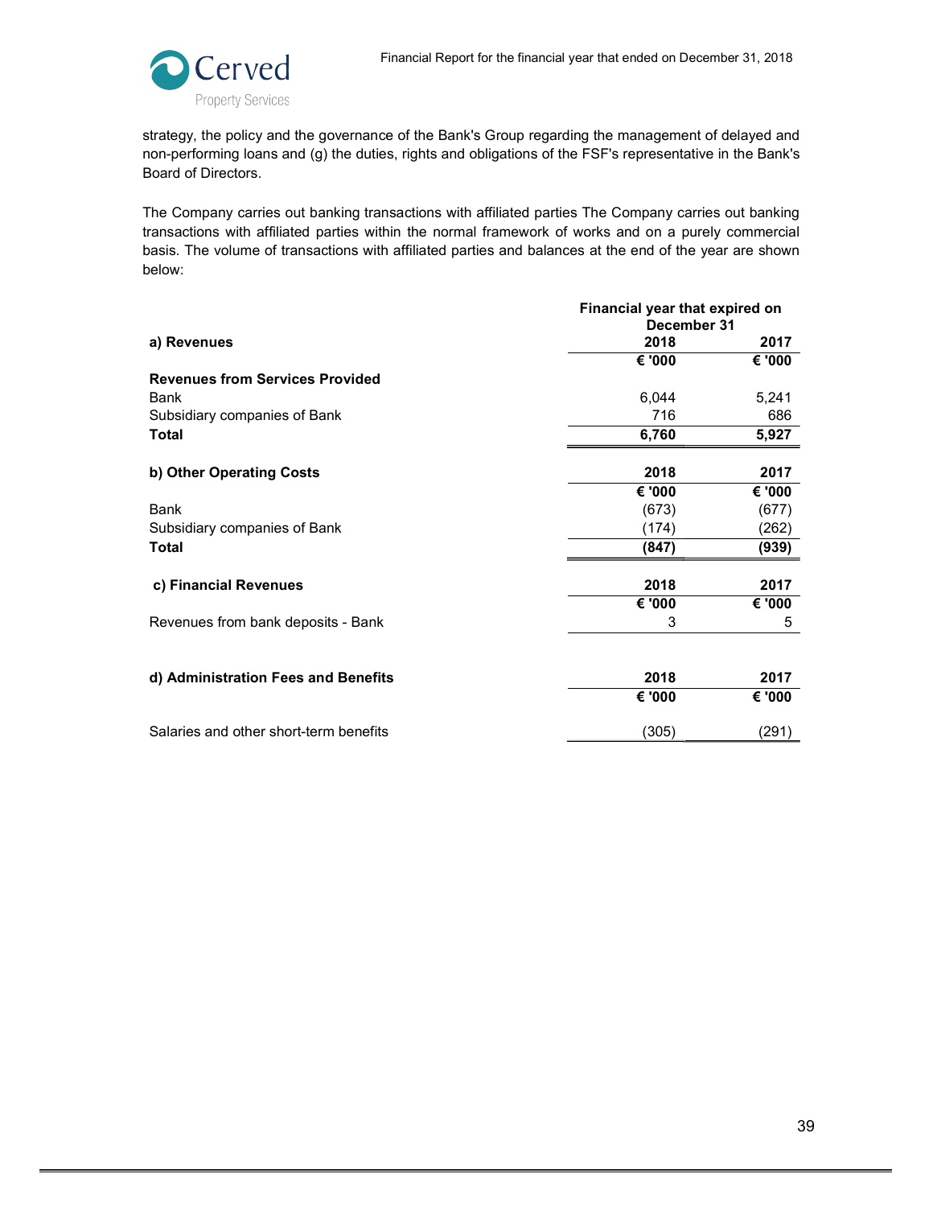strategy, the policy and the governance of the Bank's Group regarding the management of delayed and non-performing loans and (g) the duties, rights and obligations of the FSF's representative in the Bank's Board of Directors.

The Company carries out banking transactions with affiliated parties The Company carries out banking transactions with affiliated parties within the normal framework of works and on a purely commercial basis. The volume of transactions with affiliated parties and balances at the end of the year are shown below:

| | Financial year that expired on December 31 | |
|---|---|---|
| **a) Revenues** | **2018** | **2017** |
| | **€ '000** | **€ '000** |
| **Revenues from Services Provided** | | |
| Bank | 6,044 | 5,241 |
| Subsidiary companies of Bank | 716 | 686 |
| **Total** | **6,760** | **5,927** |

| **b) Other Operating Costs** | **2018** | **2017** |
|---|---|---|
| | **€ '000** | **€ '000** |
| Bank | (673) | (677) |
| Subsidiary companies of Bank | (174) | (262) |
| **Total** | **(847)** | **(939)** |

| **c) Financial Revenues** | **2018** | **2017** |
|---|---|---|
| | **€ '000** | **€ '000** |
| Revenues from bank deposits - Bank | 3 | 5 |

| **d) Administration Fees and Benefits** | **2018** | **2017** |
|---|---|---|
| | **€ '000** | **€ '000** |
| Salaries and other short-term benefits | (305) | (291) |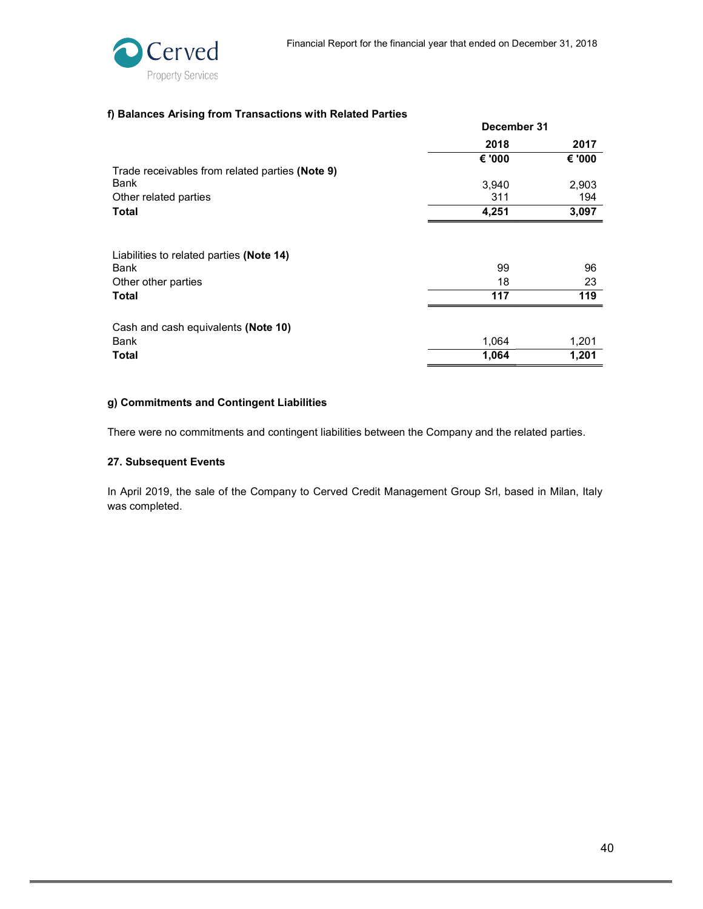#### f) Balances Arising from Transactions with Related Parties

| | December 31 | |
|---|---|---|
| | 2018 | 2017 |
| | € '000 | € '000 |
| Trade receivables from related parties **(Note 9)** | | |
| Bank | 3,940 | 2,903 |
| Other related parties | 311 | 194 |
| **Total** | **4,251** | **3,097** |
| | | |
| Liabilities to related parties **(Note 14)** | | |
| Bank | 99 | 96 |
| Other other parties | 18 | 23 |
| **Total** | **117** | **119** |
| | | |
| Cash and cash equivalents **(Note 10)** | | |
| Bank | 1,064 | 1,201 |
| **Total** | **1,064** | **1,201** |

#### g) Commitments and Contingent Liabilities

There were no commitments and contingent liabilities between the Company and the related parties.

#### 27. Subsequent Events

In April 2019, the sale of the Company to Cerved Credit Management Group Srl, based in Milan, Italy was completed.